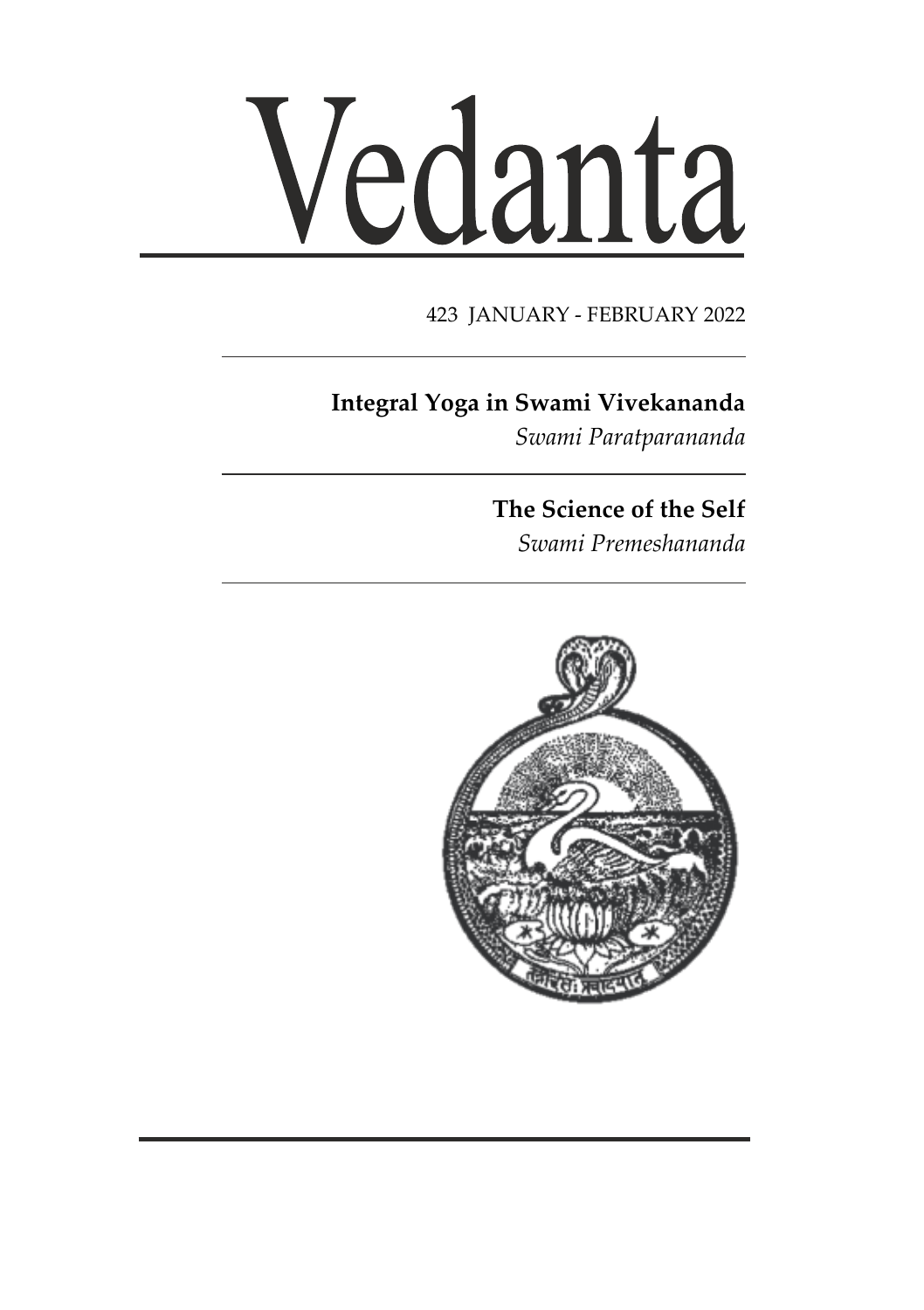# Vedanta

423 JANUARY - FEBRUARY 2022

**Integral Yoga in Swami Vivekananda**
*Swami Paratparananda*

**The Science of the Self**
*Swami Premeshananda*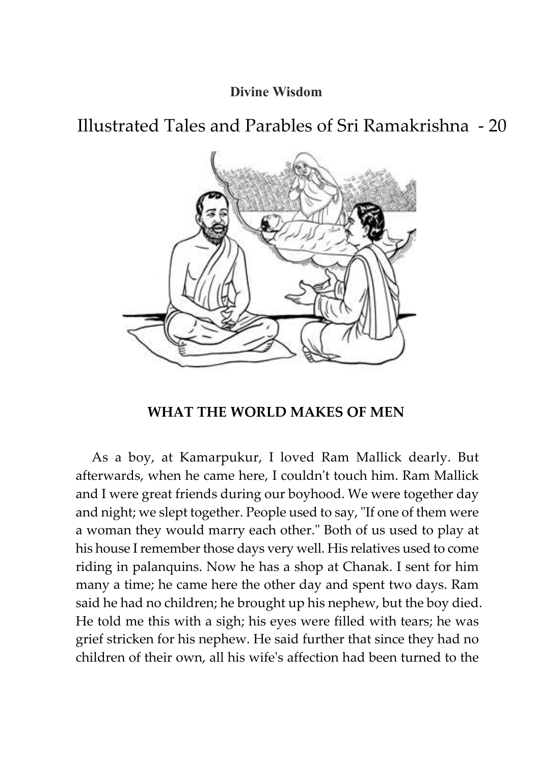**Divine Wisdom**

# Illustrated Tales and Parables of Sri Ramakrishna - 20

## WHAT THE WORLD MAKES OF MEN

As a boy, at Kamarpukur, I loved Ram Mallick dearly. But afterwards, when he came here, I couldn't touch him. Ram Mallick and I were great friends during our boyhood. We were together day and night; we slept together. People used to say, "If one of them were a woman they would marry each other." Both of us used to play at his house I remember those days very well. His relatives used to come riding in palanquins. Now he has a shop at Chanak. I sent for him many a time; he came here the other day and spent two days. Ram said he had no children; he brought up his nephew, but the boy died. He told me this with a sigh; his eyes were filled with tears; he was grief stricken for his nephew. He said further that since they had no children of their own, all his wife's affection had been turned to the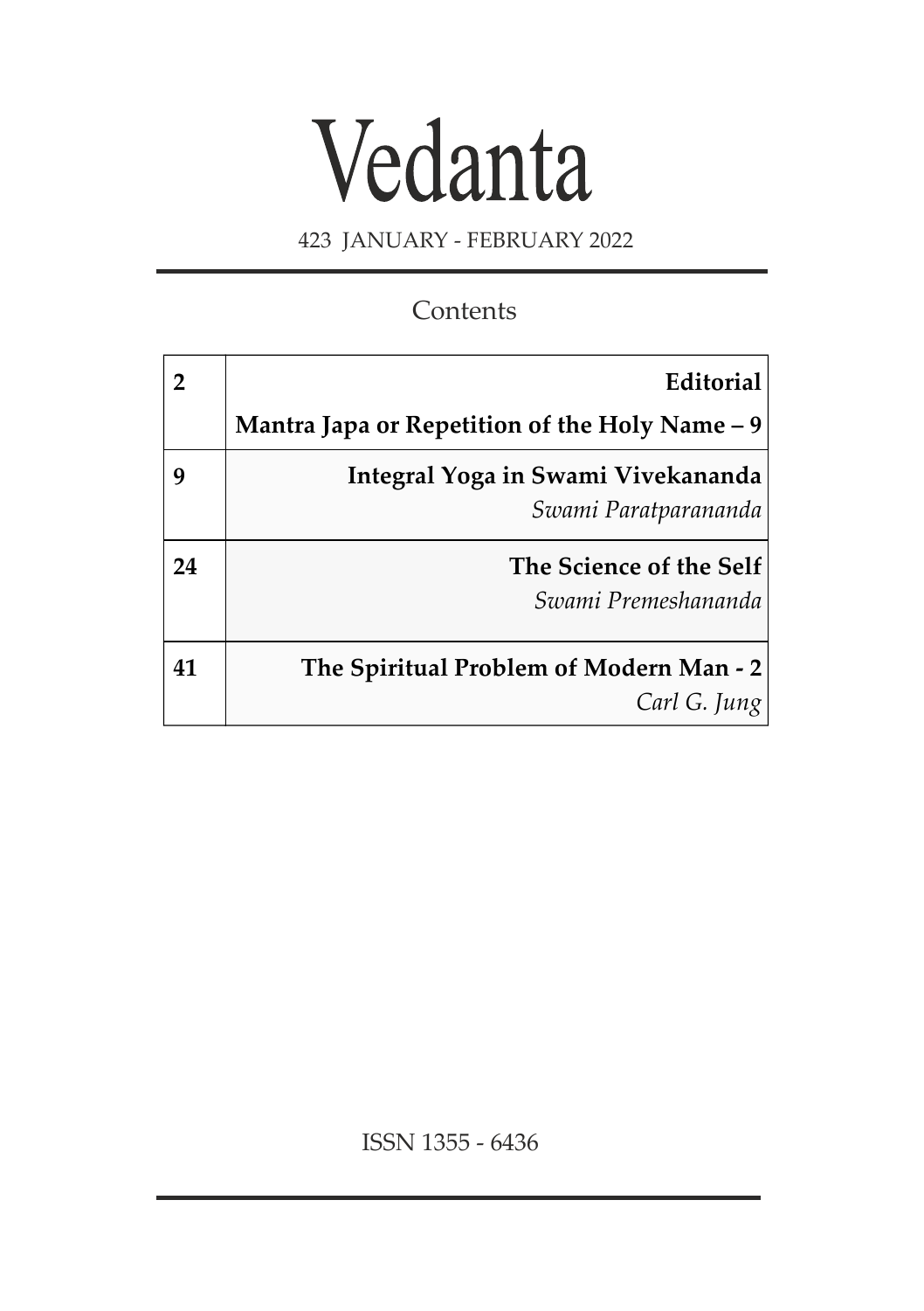# Vedanta

423 JANUARY - FEBRUARY 2022

## Contents

| | |
|---|---|
| **2** | **Editorial**<br>**Mantra Japa or Repetition of the Holy Name – 9** |
| **9** | **Integral Yoga in Swami Vivekananda**<br>*Swami Paratparananda* |
| **24** | **The Science of the Self**<br>*Swami Premeshananda* |
| **41** | **The Spiritual Problem of Modern Man - 2**<br>*Carl G. Jung* |

ISSN 1355 - 6436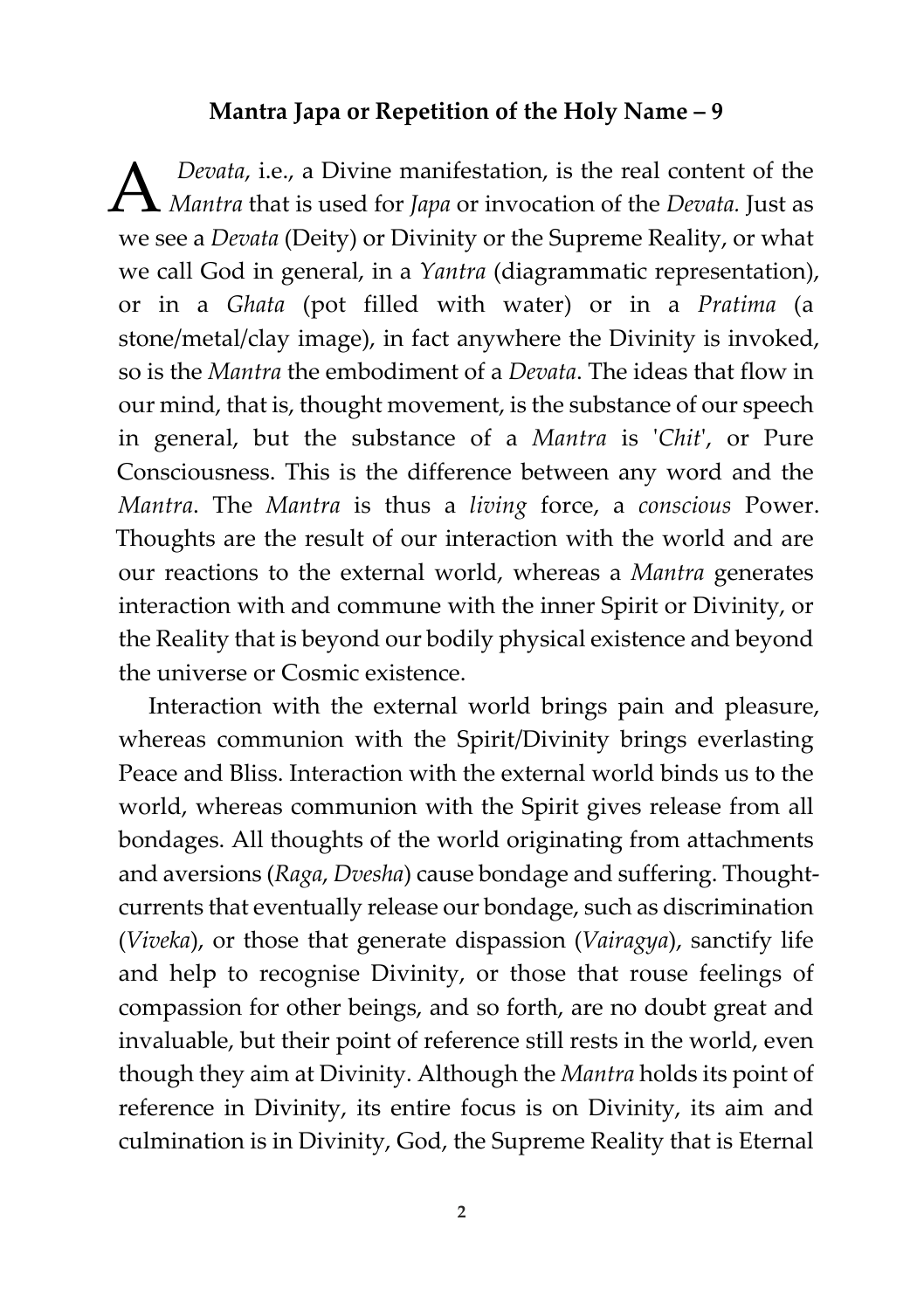## Mantra Japa or Repetition of the Holy Name – 9

A *Devata*, i.e., a Divine manifestation, is the real content of the *Mantra* that is used for *Japa* or invocation of the *Devata.* Just as we see a *Devata* (Deity) or Divinity or the Supreme Reality, or what we call God in general, in a *Yantra* (diagrammatic representation), or in a *Ghata* (pot filled with water) or in a *Pratima* (a stone/metal/clay image), in fact anywhere the Divinity is invoked, so is the *Mantra* the embodiment of a *Devata*. The ideas that flow in our mind, that is, thought movement, is the substance of our speech in general, but the substance of a *Mantra* is '*Chit*', or Pure Consciousness. This is the difference between any word and the *Mantra*. The *Mantra* is thus a *living* force, a *conscious* Power. Thoughts are the result of our interaction with the world and are our reactions to the external world, whereas a *Mantra* generates interaction with and commune with the inner Spirit or Divinity, or the Reality that is beyond our bodily physical existence and beyond the universe or Cosmic existence.

Interaction with the external world brings pain and pleasure, whereas communion with the Spirit/Divinity brings everlasting Peace and Bliss. Interaction with the external world binds us to the world, whereas communion with the Spirit gives release from all bondages. All thoughts of the world originating from attachments and aversions (*Raga*, *Dvesha*) cause bondage and suffering. Thought-currents that eventually release our bondage, such as discrimination (*Viveka*), or those that generate dispassion (*Vairagya*), sanctify life and help to recognise Divinity, or those that rouse feelings of compassion for other beings, and so forth, are no doubt great and invaluable, but their point of reference still rests in the world, even though they aim at Divinity. Although the *Mantra* holds its point of reference in Divinity, its entire focus is on Divinity, its aim and culmination is in Divinity, God, the Supreme Reality that is Eternal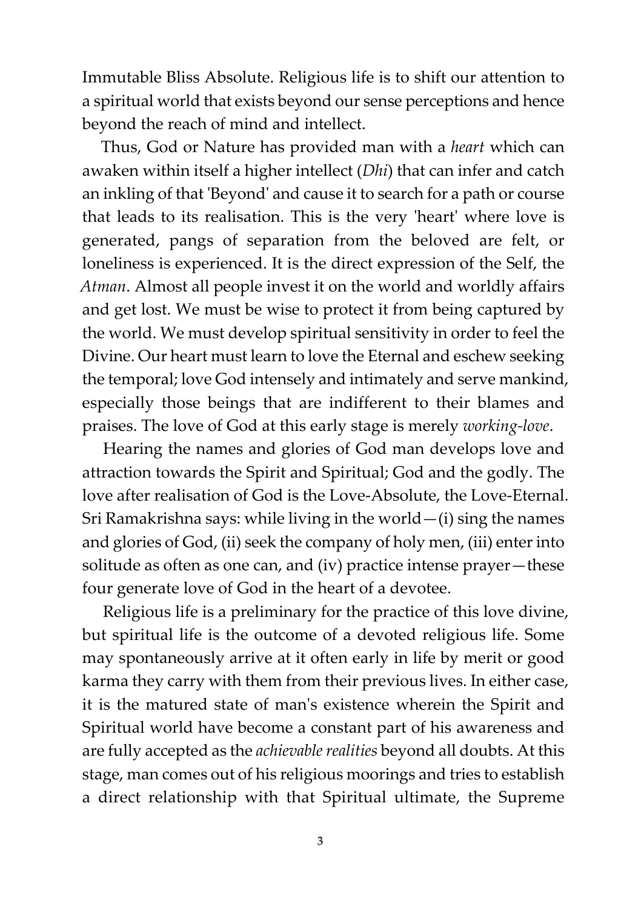Immutable Bliss Absolute. Religious life is to shift our attention to a spiritual world that exists beyond our sense perceptions and hence beyond the reach of mind and intellect.

Thus, God or Nature has provided man with a *heart* which can awaken within itself a higher intellect (*Dhi*) that can infer and catch an inkling of that 'Beyond' and cause it to search for a path or course that leads to its realisation. This is the very 'heart' where love is generated, pangs of separation from the beloved are felt, or loneliness is experienced. It is the direct expression of the Self, the *Atman*. Almost all people invest it on the world and worldly affairs and get lost. We must be wise to protect it from being captured by the world. We must develop spiritual sensitivity in order to feel the Divine. Our heart must learn to love the Eternal and eschew seeking the temporal; love God intensely and intimately and serve mankind, especially those beings that are indifferent to their blames and praises. The love of God at this early stage is merely *working-love*.

Hearing the names and glories of God man develops love and attraction towards the Spirit and Spiritual; God and the godly. The love after realisation of God is the Love-Absolute, the Love-Eternal. Sri Ramakrishna says: while living in the world—(i) sing the names and glories of God, (ii) seek the company of holy men, (iii) enter into solitude as often as one can, and (iv) practice intense prayer—these four generate love of God in the heart of a devotee.

Religious life is a preliminary for the practice of this love divine, but spiritual life is the outcome of a devoted religious life. Some may spontaneously arrive at it often early in life by merit or good karma they carry with them from their previous lives. In either case, it is the matured state of man's existence wherein the Spirit and Spiritual world have become a constant part of his awareness and are fully accepted as the *achievable realities* beyond all doubts. At this stage, man comes out of his religious moorings and tries to establish a direct relationship with that Spiritual ultimate, the Supreme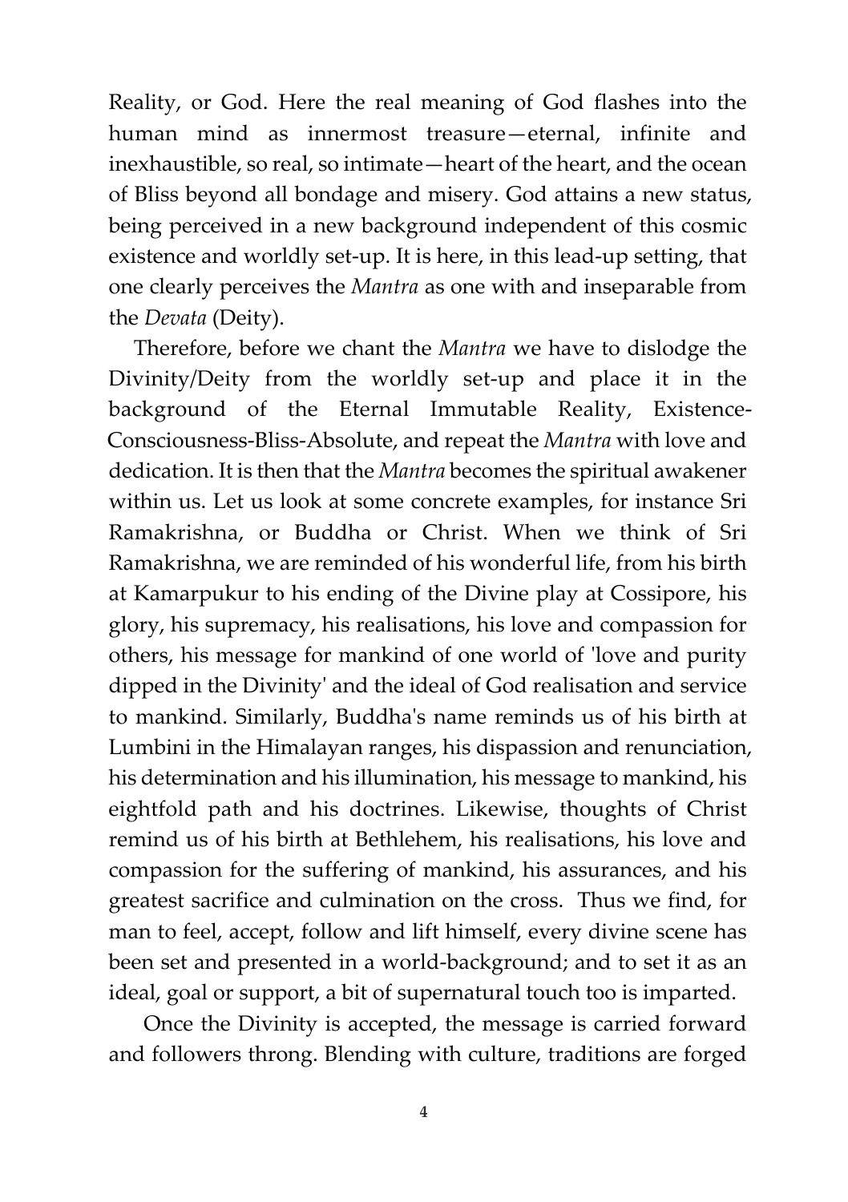Reality, or God. Here the real meaning of God flashes into the human mind as innermost treasure—eternal, infinite and inexhaustible, so real, so intimate—heart of the heart, and the ocean of Bliss beyond all bondage and misery. God attains a new status, being perceived in a new background independent of this cosmic existence and worldly set-up. It is here, in this lead-up setting, that one clearly perceives the *Mantra* as one with and inseparable from the *Devata* (Deity).

Therefore, before we chant the *Mantra* we have to dislodge the Divinity/Deity from the worldly set-up and place it in the background of the Eternal Immutable Reality, Existence-Consciousness-Bliss-Absolute, and repeat the *Mantra* with love and dedication. It is then that the *Mantra* becomes the spiritual awakener within us. Let us look at some concrete examples, for instance Sri Ramakrishna, or Buddha or Christ. When we think of Sri Ramakrishna, we are reminded of his wonderful life, from his birth at Kamarpukur to his ending of the Divine play at Cossipore, his glory, his supremacy, his realisations, his love and compassion for others, his message for mankind of one world of 'love and purity dipped in the Divinity' and the ideal of God realisation and service to mankind. Similarly, Buddha's name reminds us of his birth at Lumbini in the Himalayan ranges, his dispassion and renunciation, his determination and his illumination, his message to mankind, his eightfold path and his doctrines. Likewise, thoughts of Christ remind us of his birth at Bethlehem, his realisations, his love and compassion for the suffering of mankind, his assurances, and his greatest sacrifice and culmination on the cross. Thus we find, for man to feel, accept, follow and lift himself, every divine scene has been set and presented in a world-background; and to set it as an ideal, goal or support, a bit of supernatural touch too is imparted.

Once the Divinity is accepted, the message is carried forward and followers throng. Blending with culture, traditions are forged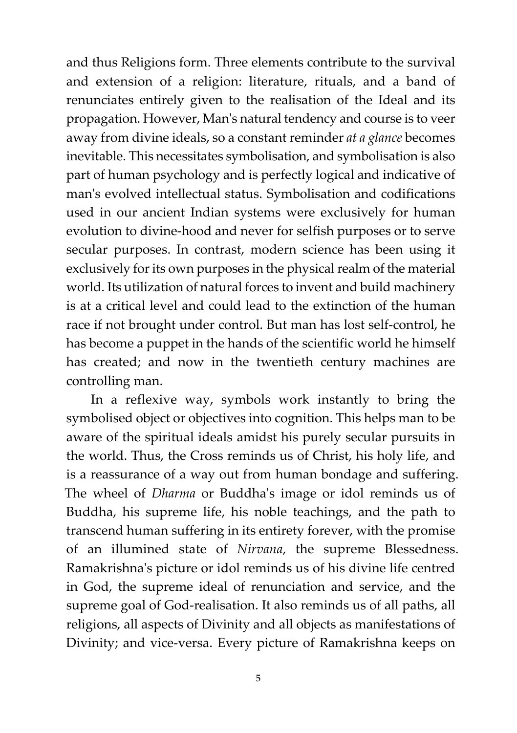and thus Religions form. Three elements contribute to the survival and extension of a religion: literature, rituals, and a band of renunciates entirely given to the realisation of the Ideal and its propagation. However, Man's natural tendency and course is to veer away from divine ideals, so a constant reminder *at a glance* becomes inevitable. This necessitates symbolisation, and symbolisation is also part of human psychology and is perfectly logical and indicative of man's evolved intellectual status. Symbolisation and codifications used in our ancient Indian systems were exclusively for human evolution to divine-hood and never for selfish purposes or to serve secular purposes. In contrast, modern science has been using it exclusively for its own purposes in the physical realm of the material world. Its utilization of natural forces to invent and build machinery is at a critical level and could lead to the extinction of the human race if not brought under control. But man has lost self-control, he has become a puppet in the hands of the scientific world he himself has created; and now in the twentieth century machines are controlling man.

In a reflexive way, symbols work instantly to bring the symbolised object or objectives into cognition. This helps man to be aware of the spiritual ideals amidst his purely secular pursuits in the world. Thus, the Cross reminds us of Christ, his holy life, and is a reassurance of a way out from human bondage and suffering. The wheel of *Dharma* or Buddha's image or idol reminds us of Buddha, his supreme life, his noble teachings, and the path to transcend human suffering in its entirety forever, with the promise of an illumined state of *Nirvana*, the supreme Blessedness. Ramakrishna's picture or idol reminds us of his divine life centred in God, the supreme ideal of renunciation and service, and the supreme goal of God-realisation. It also reminds us of all paths, all religions, all aspects of Divinity and all objects as manifestations of Divinity; and vice-versa. Every picture of Ramakrishna keeps on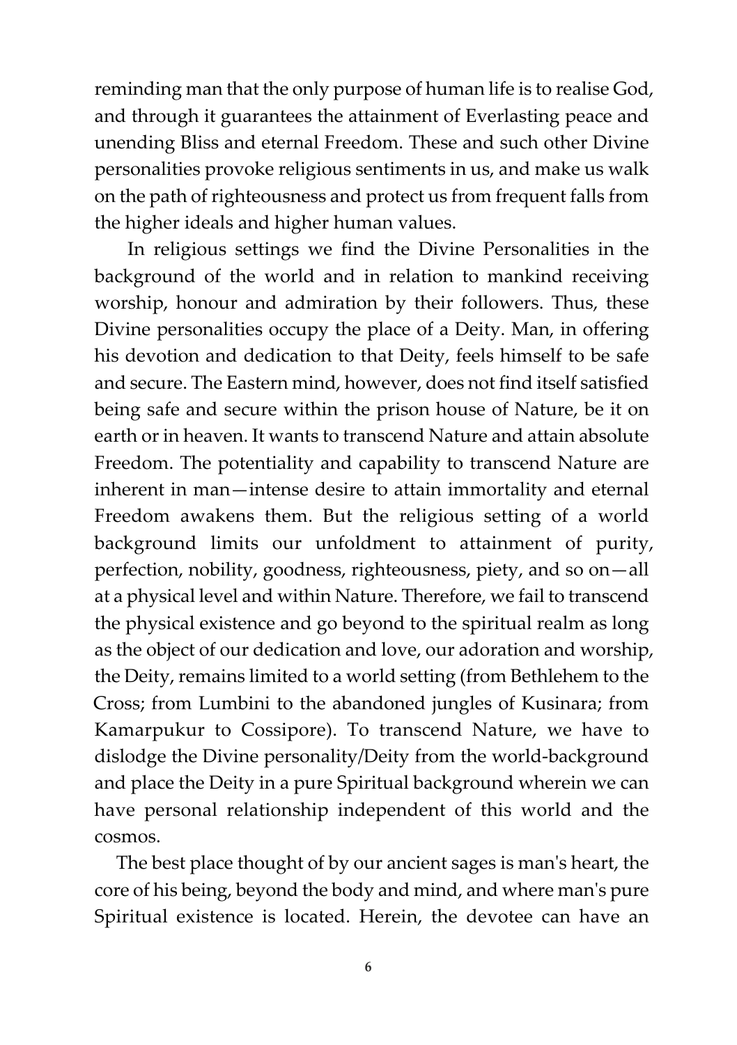reminding man that the only purpose of human life is to realise God, and through it guarantees the attainment of Everlasting peace and unending Bliss and eternal Freedom. These and such other Divine personalities provoke religious sentiments in us, and make us walk on the path of righteousness and protect us from frequent falls from the higher ideals and higher human values.

In religious settings we find the Divine Personalities in the background of the world and in relation to mankind receiving worship, honour and admiration by their followers. Thus, these Divine personalities occupy the place of a Deity. Man, in offering his devotion and dedication to that Deity, feels himself to be safe and secure. The Eastern mind, however, does not find itself satisfied being safe and secure within the prison house of Nature, be it on earth or in heaven. It wants to transcend Nature and attain absolute Freedom. The potentiality and capability to transcend Nature are inherent in man—intense desire to attain immortality and eternal Freedom awakens them. But the religious setting of a world background limits our unfoldment to attainment of purity, perfection, nobility, goodness, righteousness, piety, and so on—all at a physical level and within Nature. Therefore, we fail to transcend the physical existence and go beyond to the spiritual realm as long as the object of our dedication and love, our adoration and worship, the Deity, remains limited to a world setting (from Bethlehem to the Cross; from Lumbini to the abandoned jungles of Kusinara; from Kamarpukur to Cossipore). To transcend Nature, we have to dislodge the Divine personality/Deity from the world-background and place the Deity in a pure Spiritual background wherein we can have personal relationship independent of this world and the cosmos.

The best place thought of by our ancient sages is man's heart, the core of his being, beyond the body and mind, and where man's pure Spiritual existence is located. Herein, the devotee can have an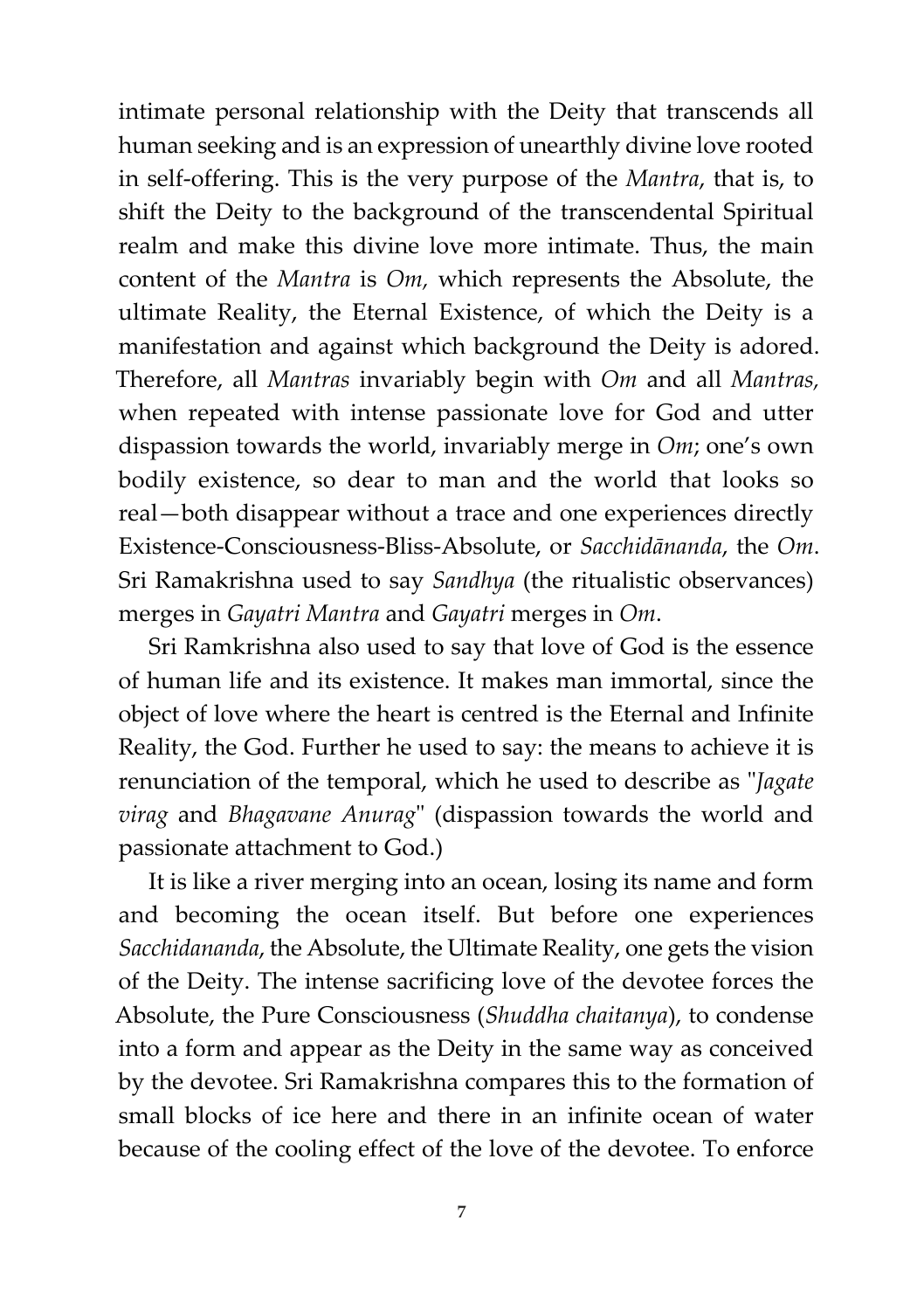intimate personal relationship with the Deity that transcends all human seeking and is an expression of unearthly divine love rooted in self-offering. This is the very purpose of the *Mantra*, that is, to shift the Deity to the background of the transcendental Spiritual realm and make this divine love more intimate. Thus, the main content of the *Mantra* is *Om,* which represents the Absolute, the ultimate Reality, the Eternal Existence, of which the Deity is a manifestation and against which background the Deity is adored. Therefore, all *Mantras* invariably begin with *Om* and all *Mantras,* when repeated with intense passionate love for God and utter dispassion towards the world, invariably merge in *Om*; one's own bodily existence, so dear to man and the world that looks so real—both disappear without a trace and one experiences directly Existence-Consciousness-Bliss-Absolute, or *Sacchidānanda*, the *Om*. Sri Ramakrishna used to say *Sandhya* (the ritualistic observances) merges in *Gayatri Mantra* and *Gayatri* merges in *Om*.

Sri Ramkrishna also used to say that love of God is the essence of human life and its existence. It makes man immortal, since the object of love where the heart is centred is the Eternal and Infinite Reality, the God. Further he used to say: the means to achieve it is renunciation of the temporal, which he used to describe as "*Jagate virag* and *Bhagavane Anurag*" (dispassion towards the world and passionate attachment to God.)

It is like a river merging into an ocean, losing its name and form and becoming the ocean itself. But before one experiences *Sacchidananda*, the Absolute, the Ultimate Reality, one gets the vision of the Deity. The intense sacrificing love of the devotee forces the Absolute, the Pure Consciousness (*Shuddha chaitanya*), to condense into a form and appear as the Deity in the same way as conceived by the devotee. Sri Ramakrishna compares this to the formation of small blocks of ice here and there in an infinite ocean of water because of the cooling effect of the love of the devotee. To enforce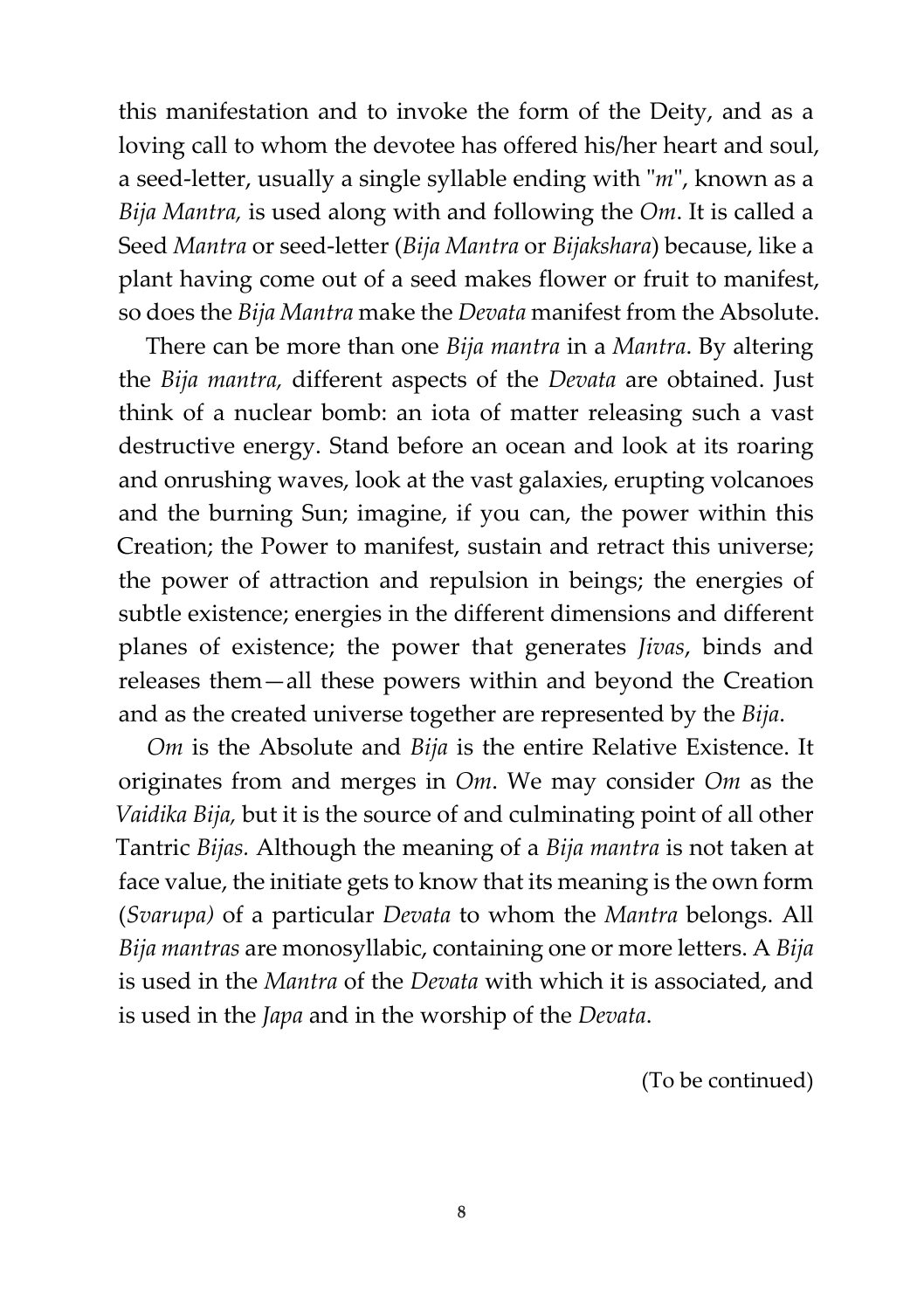this manifestation and to invoke the form of the Deity, and as a loving call to whom the devotee has offered his/her heart and soul, a seed-letter, usually a single syllable ending with "*m*", known as a *Bija Mantra,* is used along with and following the *Om*. It is called a Seed *Mantra* or seed-letter (*Bija Mantra* or *Bijakshara*) because, like a plant having come out of a seed makes flower or fruit to manifest, so does the *Bija Mantra* make the *Devata* manifest from the Absolute.

There can be more than one *Bija mantra* in a *Mantra*. By altering the *Bija mantra,* different aspects of the *Devata* are obtained. Just think of a nuclear bomb: an iota of matter releasing such a vast destructive energy. Stand before an ocean and look at its roaring and onrushing waves, look at the vast galaxies, erupting volcanoes and the burning Sun; imagine, if you can, the power within this Creation; the Power to manifest, sustain and retract this universe; the power of attraction and repulsion in beings; the energies of subtle existence; energies in the different dimensions and different planes of existence; the power that generates *Jivas*, binds and releases them—all these powers within and beyond the Creation and as the created universe together are represented by the *Bija*.

*Om* is the Absolute and *Bija* is the entire Relative Existence. It originates from and merges in *Om*. We may consider *Om* as the *Vaidika Bija,* but it is the source of and culminating point of all other Tantric *Bijas.* Although the meaning of a *Bija mantra* is not taken at face value, the initiate gets to know that its meaning is the own form (*Svarupa)* of a particular *Devata* to whom the *Mantra* belongs. All *Bija mantras* are monosyllabic, containing one or more letters. A *Bija* is used in the *Mantra* of the *Devata* with which it is associated, and is used in the *Japa* and in the worship of the *Devata*.

(To be continued)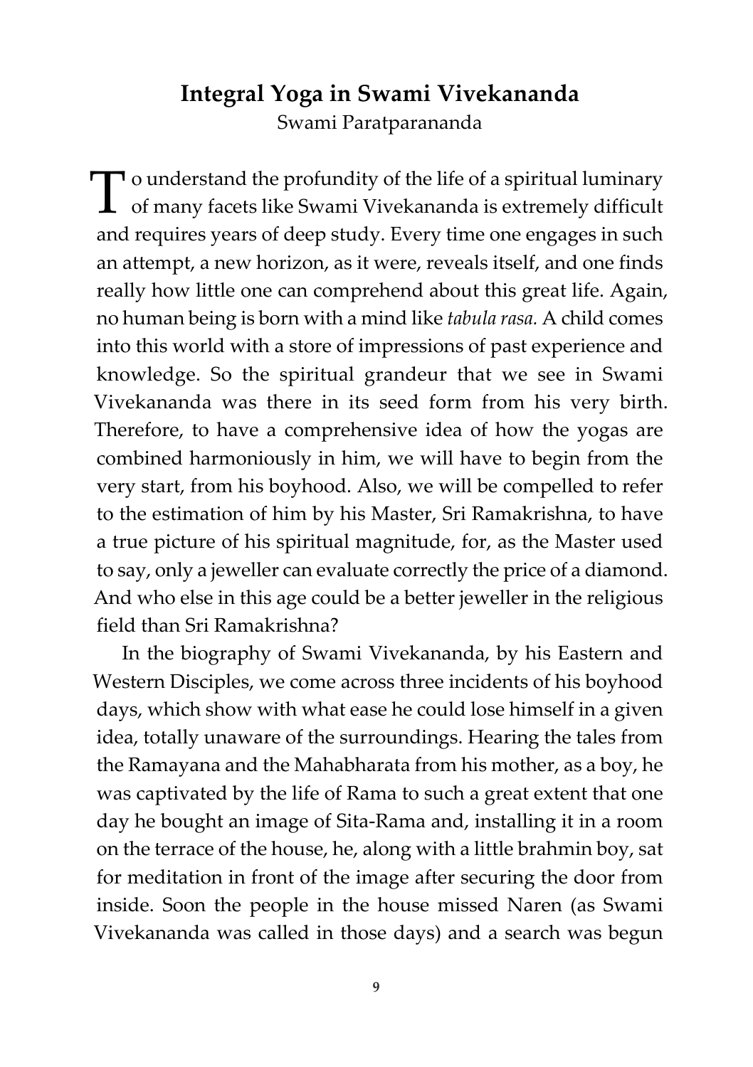## Integral Yoga in Swami Vivekananda

Swami Paratparananda

To understand the profundity of the life of a spiritual luminary of many facets like Swami Vivekananda is extremely difficult and requires years of deep study. Every time one engages in such an attempt, a new horizon, as it were, reveals itself, and one finds really how little one can comprehend about this great life. Again, no human being is born with a mind like *tabula rasa.* A child comes into this world with a store of impressions of past experience and knowledge. So the spiritual grandeur that we see in Swami Vivekananda was there in its seed form from his very birth. Therefore, to have a comprehensive idea of how the yogas are combined harmoniously in him, we will have to begin from the very start, from his boyhood. Also, we will be compelled to refer to the estimation of him by his Master, Sri Ramakrishna, to have a true picture of his spiritual magnitude, for, as the Master used to say, only a jeweller can evaluate correctly the price of a diamond. And who else in this age could be a better jeweller in the religious field than Sri Ramakrishna?

In the biography of Swami Vivekananda, by his Eastern and Western Disciples, we come across three incidents of his boyhood days, which show with what ease he could lose himself in a given idea, totally unaware of the surroundings. Hearing the tales from the Ramayana and the Mahabharata from his mother, as a boy, he was captivated by the life of Rama to such a great extent that one day he bought an image of Sita-Rama and, installing it in a room on the terrace of the house, he, along with a little brahmin boy, sat for meditation in front of the image after securing the door from inside. Soon the people in the house missed Naren (as Swami Vivekananda was called in those days) and a search was begun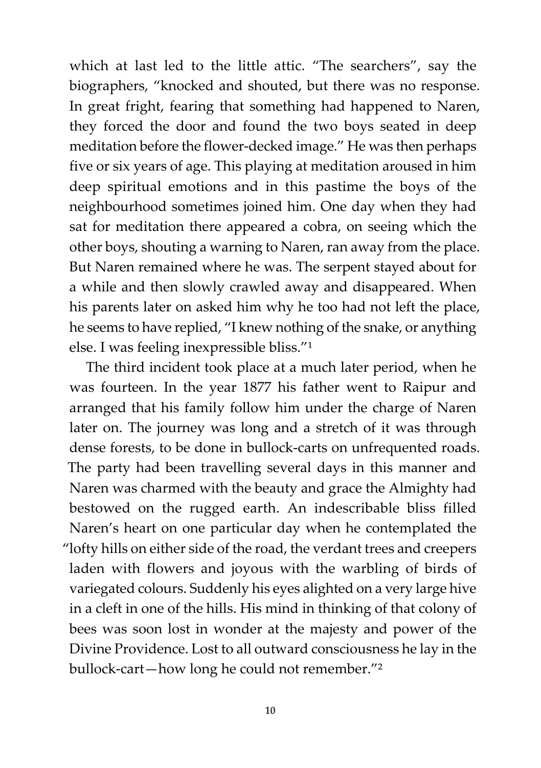which at last led to the little attic. "The searchers", say the biographers, "knocked and shouted, but there was no response. In great fright, fearing that something had happened to Naren, they forced the door and found the two boys seated in deep meditation before the flower-decked image." He was then perhaps five or six years of age. This playing at meditation aroused in him deep spiritual emotions and in this pastime the boys of the neighbourhood sometimes joined him. One day when they had sat for meditation there appeared a cobra, on seeing which the other boys, shouting a warning to Naren, ran away from the place. But Naren remained where he was. The serpent stayed about for a while and then slowly crawled away and disappeared. When his parents later on asked him why he too had not left the place, he seems to have replied, "I knew nothing of the snake, or anything else. I was feeling inexpressible bliss."[1]

The third incident took place at a much later period, when he was fourteen. In the year 1877 his father went to Raipur and arranged that his family follow him under the charge of Naren later on. The journey was long and a stretch of it was through dense forests, to be done in bullock-carts on unfrequented roads. The party had been travelling several days in this manner and Naren was charmed with the beauty and grace the Almighty had bestowed on the rugged earth. An indescribable bliss filled Naren's heart on one particular day when he contemplated the "lofty hills on either side of the road, the verdant trees and creepers laden with flowers and joyous with the warbling of birds of variegated colours. Suddenly his eyes alighted on a very large hive in a cleft in one of the hills. His mind in thinking of that colony of bees was soon lost in wonder at the majesty and power of the Divine Providence. Lost to all outward consciousness he lay in the bullock-cart—how long he could not remember."[2]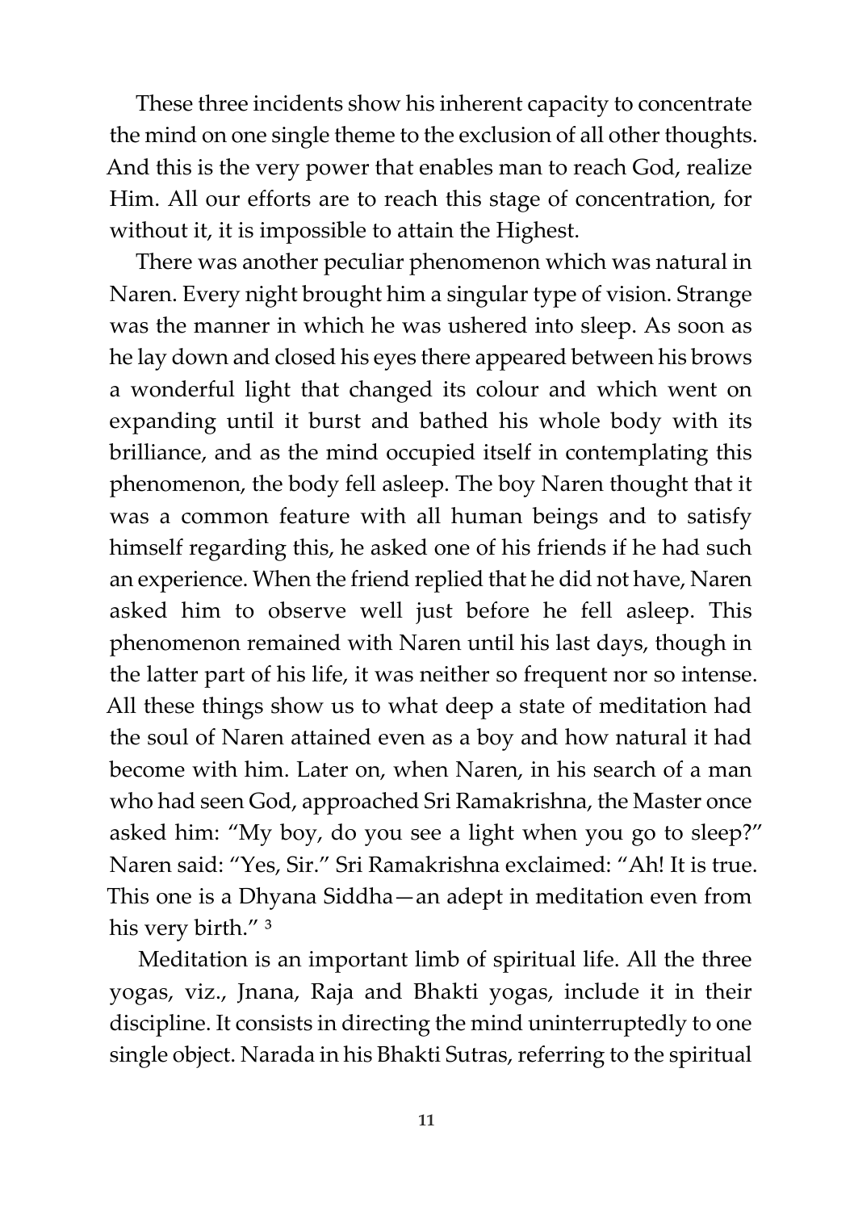These three incidents show his inherent capacity to concentrate the mind on one single theme to the exclusion of all other thoughts. And this is the very power that enables man to reach God, realize Him. All our efforts are to reach this stage of concentration, for without it, it is impossible to attain the Highest.

There was another peculiar phenomenon which was natural in Naren. Every night brought him a singular type of vision. Strange was the manner in which he was ushered into sleep. As soon as he lay down and closed his eyes there appeared between his brows a wonderful light that changed its colour and which went on expanding until it burst and bathed his whole body with its brilliance, and as the mind occupied itself in contemplating this phenomenon, the body fell asleep. The boy Naren thought that it was a common feature with all human beings and to satisfy himself regarding this, he asked one of his friends if he had such an experience. When the friend replied that he did not have, Naren asked him to observe well just before he fell asleep. This phenomenon remained with Naren until his last days, though in the latter part of his life, it was neither so frequent nor so intense. All these things show us to what deep a state of meditation had the soul of Naren attained even as a boy and how natural it had become with him. Later on, when Naren, in his search of a man who had seen God, approached Sri Ramakrishna, the Master once asked him: "My boy, do you see a light when you go to sleep?" Naren said: "Yes, Sir." Sri Ramakrishna exclaimed: "Ah! It is true. This one is a Dhyana Siddha—an adept in meditation even from his very birth." [3]

Meditation is an important limb of spiritual life. All the three yogas, viz., Jnana, Raja and Bhakti yogas, include it in their discipline. It consists in directing the mind uninterruptedly to one single object. Narada in his Bhakti Sutras, referring to the spiritual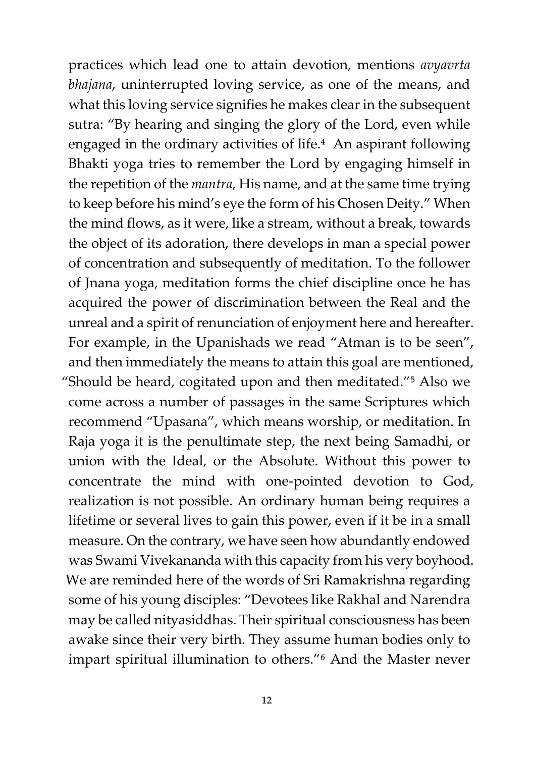practices which lead one to attain devotion, mentions *avyavrta bhajana*, uninterrupted loving service, as one of the means, and what this loving service signifies he makes clear in the subsequent sutra: "By hearing and singing the glory of the Lord, even while engaged in the ordinary activities of life.[4] An aspirant following Bhakti yoga tries to remember the Lord by engaging himself in the repetition of the *mantra*, His name, and at the same time trying to keep before his mind's eye the form of his Chosen Deity." When the mind flows, as it were, like a stream, without a break, towards the object of its adoration, there develops in man a special power of concentration and subsequently of meditation. To the follower of Jnana yoga, meditation forms the chief discipline once he has acquired the power of discrimination between the Real and the unreal and a spirit of renunciation of enjoyment here and hereafter. For example, in the Upanishads we read "Atman is to be seen", and then immediately the means to attain this goal are mentioned, "Should be heard, cogitated upon and then meditated."[5] Also we come across a number of passages in the same Scriptures which recommend "Upasana", which means worship, or meditation. In Raja yoga it is the penultimate step, the next being Samadhi, or union with the Ideal, or the Absolute. Without this power to concentrate the mind with one-pointed devotion to God, realization is not possible. An ordinary human being requires a lifetime or several lives to gain this power, even if it be in a small measure. On the contrary, we have seen how abundantly endowed was Swami Vivekananda with this capacity from his very boyhood. We are reminded here of the words of Sri Ramakrishna regarding some of his young disciples: "Devotees like Rakhal and Narendra may be called nityasiddhas. Their spiritual consciousness has been awake since their very birth. They assume human bodies only to impart spiritual illumination to others."[6] And the Master never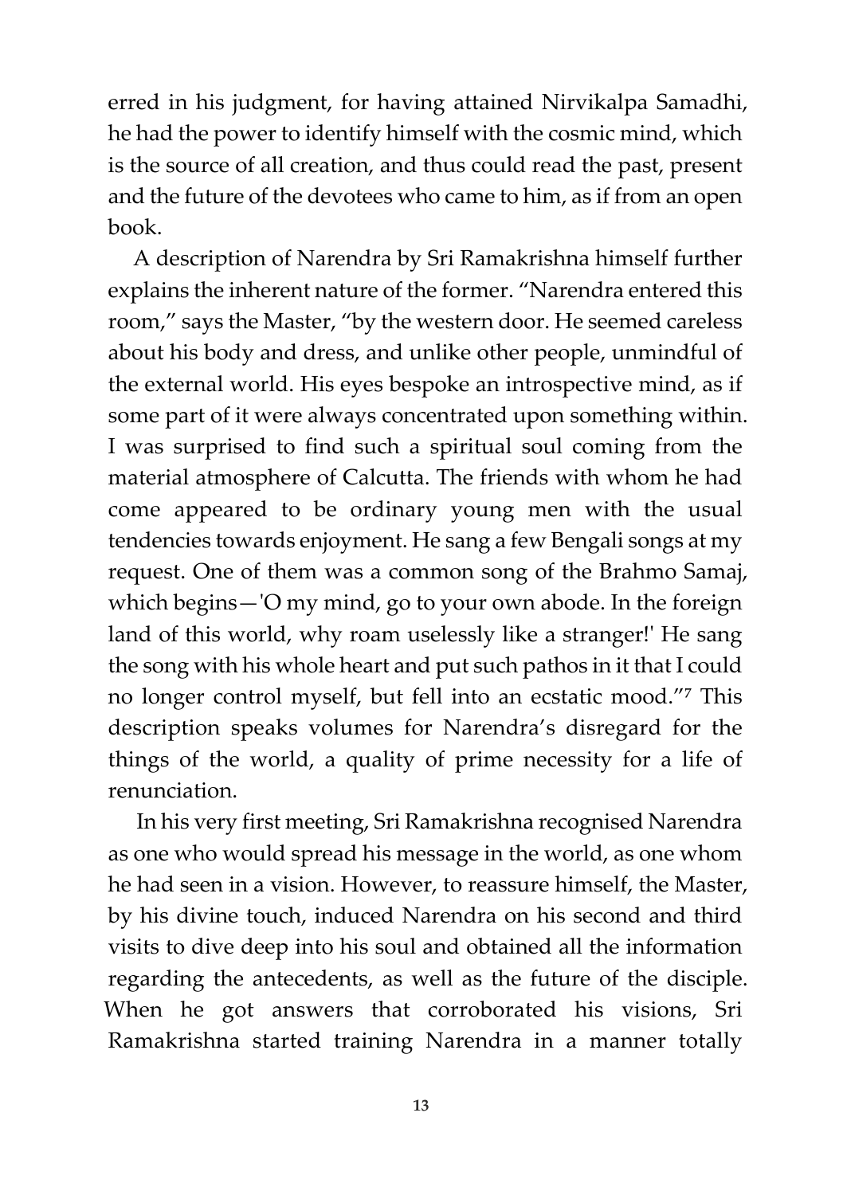erred in his judgment, for having attained Nirvikalpa Samadhi, he had the power to identify himself with the cosmic mind, which is the source of all creation, and thus could read the past, present and the future of the devotees who came to him, as if from an open book.

A description of Narendra by Sri Ramakrishna himself further explains the inherent nature of the former. "Narendra entered this room," says the Master, "by the western door. He seemed careless about his body and dress, and unlike other people, unmindful of the external world. His eyes bespoke an introspective mind, as if some part of it were always concentrated upon something within. I was surprised to find such a spiritual soul coming from the material atmosphere of Calcutta. The friends with whom he had come appeared to be ordinary young men with the usual tendencies towards enjoyment. He sang a few Bengali songs at my request. One of them was a common song of the Brahmo Samaj, which begins—'O my mind, go to your own abode. In the foreign land of this world, why roam uselessly like a stranger!' He sang the song with his whole heart and put such pathos in it that I could no longer control myself, but fell into an ecstatic mood."[7] This description speaks volumes for Narendra's disregard for the things of the world, a quality of prime necessity for a life of renunciation.

In his very first meeting, Sri Ramakrishna recognised Narendra as one who would spread his message in the world, as one whom he had seen in a vision. However, to reassure himself, the Master, by his divine touch, induced Narendra on his second and third visits to dive deep into his soul and obtained all the information regarding the antecedents, as well as the future of the disciple. When he got answers that corroborated his visions, Sri Ramakrishna started training Narendra in a manner totally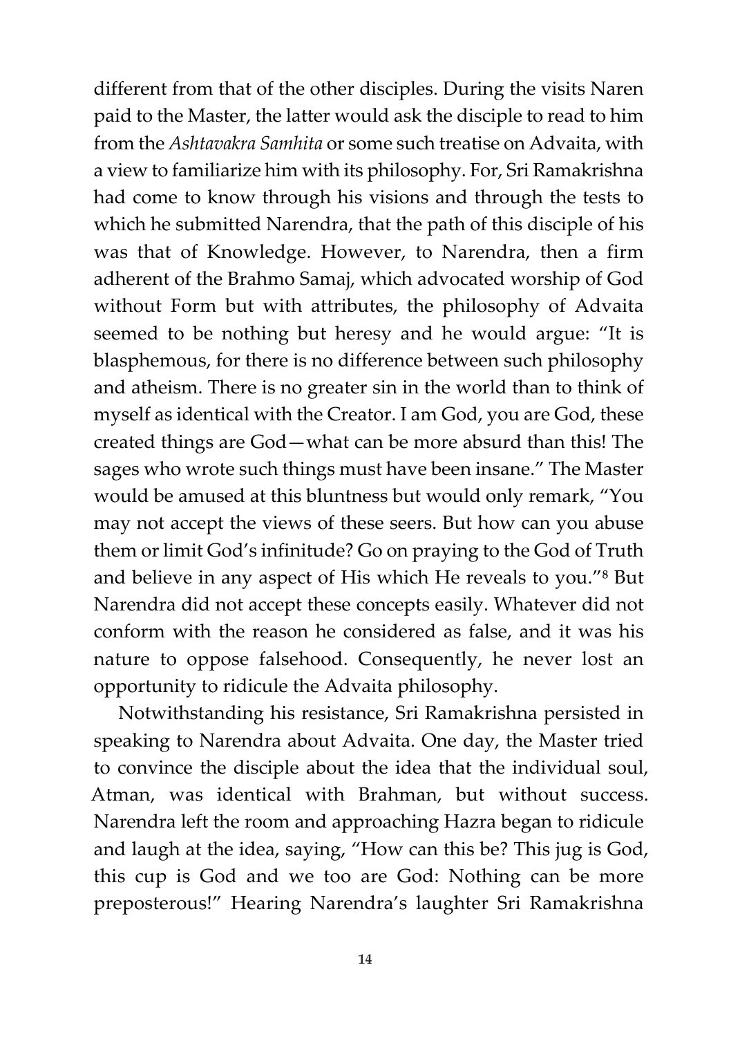different from that of the other disciples. During the visits Naren paid to the Master, the latter would ask the disciple to read to him from the *Ashtavakra Samhita* or some such treatise on Advaita, with a view to familiarize him with its philosophy. For, Sri Ramakrishna had come to know through his visions and through the tests to which he submitted Narendra, that the path of this disciple of his was that of Knowledge. However, to Narendra, then a firm adherent of the Brahmo Samaj, which advocated worship of God without Form but with attributes, the philosophy of Advaita seemed to be nothing but heresy and he would argue: "It is blasphemous, for there is no difference between such philosophy and atheism. There is no greater sin in the world than to think of myself as identical with the Creator. I am God, you are God, these created things are God—what can be more absurd than this! The sages who wrote such things must have been insane." The Master would be amused at this bluntness but would only remark, "You may not accept the views of these seers. But how can you abuse them or limit God's infinitude? Go on praying to the God of Truth and believe in any aspect of His which He reveals to you."[8] But Narendra did not accept these concepts easily. Whatever did not conform with the reason he considered as false, and it was his nature to oppose falsehood. Consequently, he never lost an opportunity to ridicule the Advaita philosophy.

Notwithstanding his resistance, Sri Ramakrishna persisted in speaking to Narendra about Advaita. One day, the Master tried to convince the disciple about the idea that the individual soul, Atman, was identical with Brahman, but without success. Narendra left the room and approaching Hazra began to ridicule and laugh at the idea, saying, "How can this be? This jug is God, this cup is God and we too are God: Nothing can be more preposterous!" Hearing Narendra's laughter Sri Ramakrishna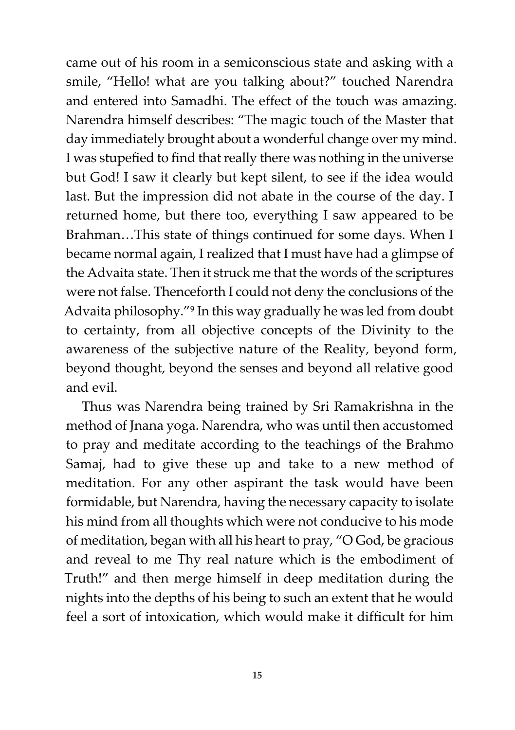came out of his room in a semiconscious state and asking with a smile, "Hello! what are you talking about?" touched Narendra and entered into Samadhi. The effect of the touch was amazing. Narendra himself describes: "The magic touch of the Master that day immediately brought about a wonderful change over my mind. I was stupefied to find that really there was nothing in the universe but God! I saw it clearly but kept silent, to see if the idea would last. But the impression did not abate in the course of the day. I returned home, but there too, everything I saw appeared to be Brahman…This state of things continued for some days. When I became normal again, I realized that I must have had a glimpse of the Advaita state. Then it struck me that the words of the scriptures were not false. Thenceforth I could not deny the conclusions of the Advaita philosophy."[9] In this way gradually he was led from doubt to certainty, from all objective concepts of the Divinity to the awareness of the subjective nature of the Reality, beyond form, beyond thought, beyond the senses and beyond all relative good and evil.

Thus was Narendra being trained by Sri Ramakrishna in the method of Jnana yoga. Narendra, who was until then accustomed to pray and meditate according to the teachings of the Brahmo Samaj, had to give these up and take to a new method of meditation. For any other aspirant the task would have been formidable, but Narendra, having the necessary capacity to isolate his mind from all thoughts which were not conducive to his mode of meditation, began with all his heart to pray, "O God, be gracious and reveal to me Thy real nature which is the embodiment of Truth!" and then merge himself in deep meditation during the nights into the depths of his being to such an extent that he would feel a sort of intoxication, which would make it difficult for him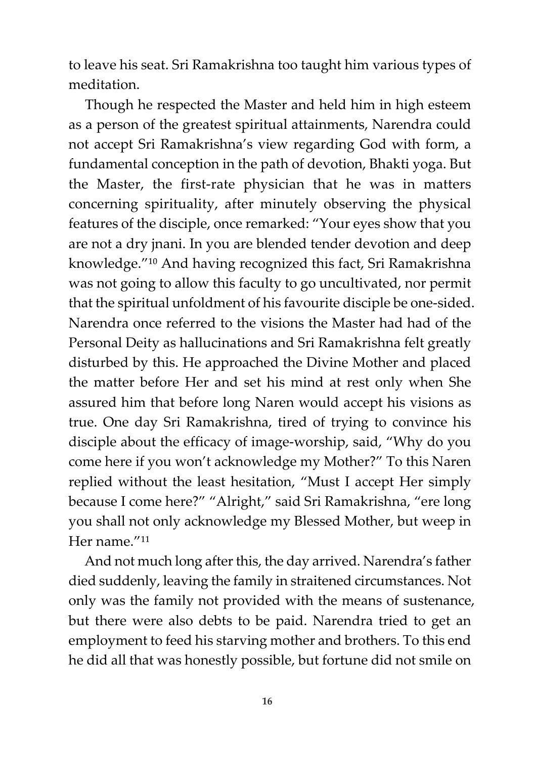to leave his seat. Sri Ramakrishna too taught him various types of meditation.

Though he respected the Master and held him in high esteem as a person of the greatest spiritual attainments, Narendra could not accept Sri Ramakrishna's view regarding God with form, a fundamental conception in the path of devotion, Bhakti yoga. But the Master, the first-rate physician that he was in matters concerning spirituality, after minutely observing the physical features of the disciple, once remarked: "Your eyes show that you are not a dry jnani. In you are blended tender devotion and deep knowledge."[10] And having recognized this fact, Sri Ramakrishna was not going to allow this faculty to go uncultivated, nor permit that the spiritual unfoldment of his favourite disciple be one-sided. Narendra once referred to the visions the Master had had of the Personal Deity as hallucinations and Sri Ramakrishna felt greatly disturbed by this. He approached the Divine Mother and placed the matter before Her and set his mind at rest only when She assured him that before long Naren would accept his visions as true. One day Sri Ramakrishna, tired of trying to convince his disciple about the efficacy of image-worship, said, "Why do you come here if you won't acknowledge my Mother?" To this Naren replied without the least hesitation, "Must I accept Her simply because I come here?" "Alright," said Sri Ramakrishna, "ere long you shall not only acknowledge my Blessed Mother, but weep in Her name."[11]

And not much long after this, the day arrived. Narendra's father died suddenly, leaving the family in straitened circumstances. Not only was the family not provided with the means of sustenance, but there were also debts to be paid. Narendra tried to get an employment to feed his starving mother and brothers. To this end he did all that was honestly possible, but fortune did not smile on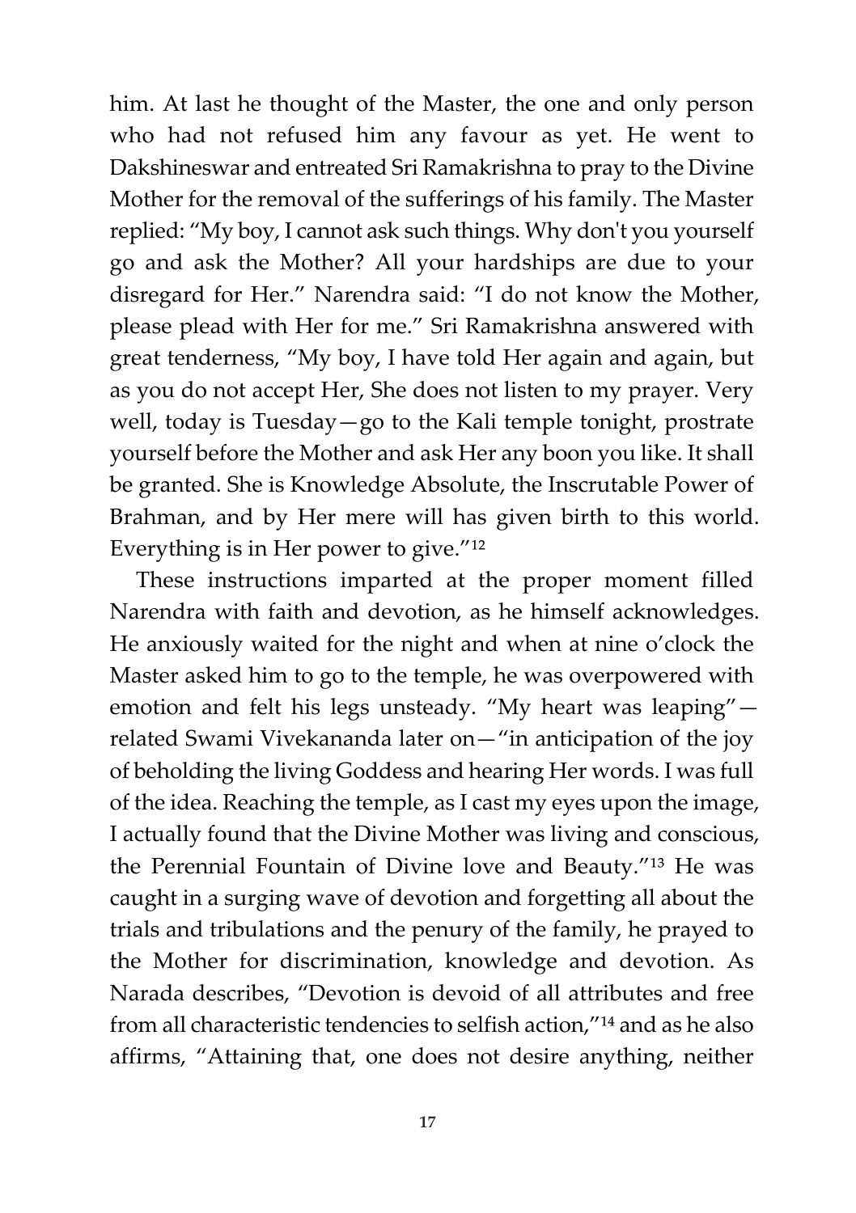him. At last he thought of the Master, the one and only person who had not refused him any favour as yet. He went to Dakshineswar and entreated Sri Ramakrishna to pray to the Divine Mother for the removal of the sufferings of his family. The Master replied: "My boy, I cannot ask such things. Why don't you yourself go and ask the Mother? All your hardships are due to your disregard for Her." Narendra said: "I do not know the Mother, please plead with Her for me." Sri Ramakrishna answered with great tenderness, "My boy, I have told Her again and again, but as you do not accept Her, She does not listen to my prayer. Very well, today is Tuesday—go to the Kali temple tonight, prostrate yourself before the Mother and ask Her any boon you like. It shall be granted. She is Knowledge Absolute, the Inscrutable Power of Brahman, and by Her mere will has given birth to this world. Everything is in Her power to give."[12]

These instructions imparted at the proper moment filled Narendra with faith and devotion, as he himself acknowledges. He anxiously waited for the night and when at nine o'clock the Master asked him to go to the temple, he was overpowered with emotion and felt his legs unsteady. "My heart was leaping"—related Swami Vivekananda later on—"in anticipation of the joy of beholding the living Goddess and hearing Her words. I was full of the idea. Reaching the temple, as I cast my eyes upon the image, I actually found that the Divine Mother was living and conscious, the Perennial Fountain of Divine love and Beauty."[13] He was caught in a surging wave of devotion and forgetting all about the trials and tribulations and the penury of the family, he prayed to the Mother for discrimination, knowledge and devotion. As Narada describes, "Devotion is devoid of all attributes and free from all characteristic tendencies to selfish action,"[14] and as he also affirms, "Attaining that, one does not desire anything, neither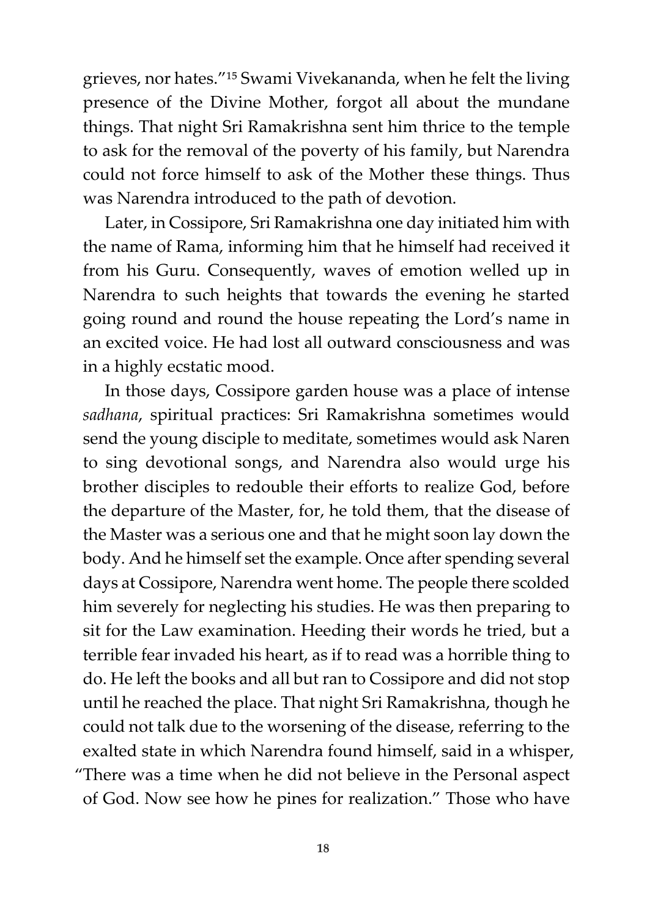grieves, nor hates."[15] Swami Vivekananda, when he felt the living presence of the Divine Mother, forgot all about the mundane things. That night Sri Ramakrishna sent him thrice to the temple to ask for the removal of the poverty of his family, but Narendra could not force himself to ask of the Mother these things. Thus was Narendra introduced to the path of devotion.

Later, in Cossipore, Sri Ramakrishna one day initiated him with the name of Rama, informing him that he himself had received it from his Guru. Consequently, waves of emotion welled up in Narendra to such heights that towards the evening he started going round and round the house repeating the Lord's name in an excited voice. He had lost all outward consciousness and was in a highly ecstatic mood.

In those days, Cossipore garden house was a place of intense *sadhana*, spiritual practices: Sri Ramakrishna sometimes would send the young disciple to meditate, sometimes would ask Naren to sing devotional songs, and Narendra also would urge his brother disciples to redouble their efforts to realize God, before the departure of the Master, for, he told them, that the disease of the Master was a serious one and that he might soon lay down the body. And he himself set the example. Once after spending several days at Cossipore, Narendra went home. The people there scolded him severely for neglecting his studies. He was then preparing to sit for the Law examination. Heeding their words he tried, but a terrible fear invaded his heart, as if to read was a horrible thing to do. He left the books and all but ran to Cossipore and did not stop until he reached the place. That night Sri Ramakrishna, though he could not talk due to the worsening of the disease, referring to the exalted state in which Narendra found himself, said in a whisper, "There was a time when he did not believe in the Personal aspect of God. Now see how he pines for realization." Those who have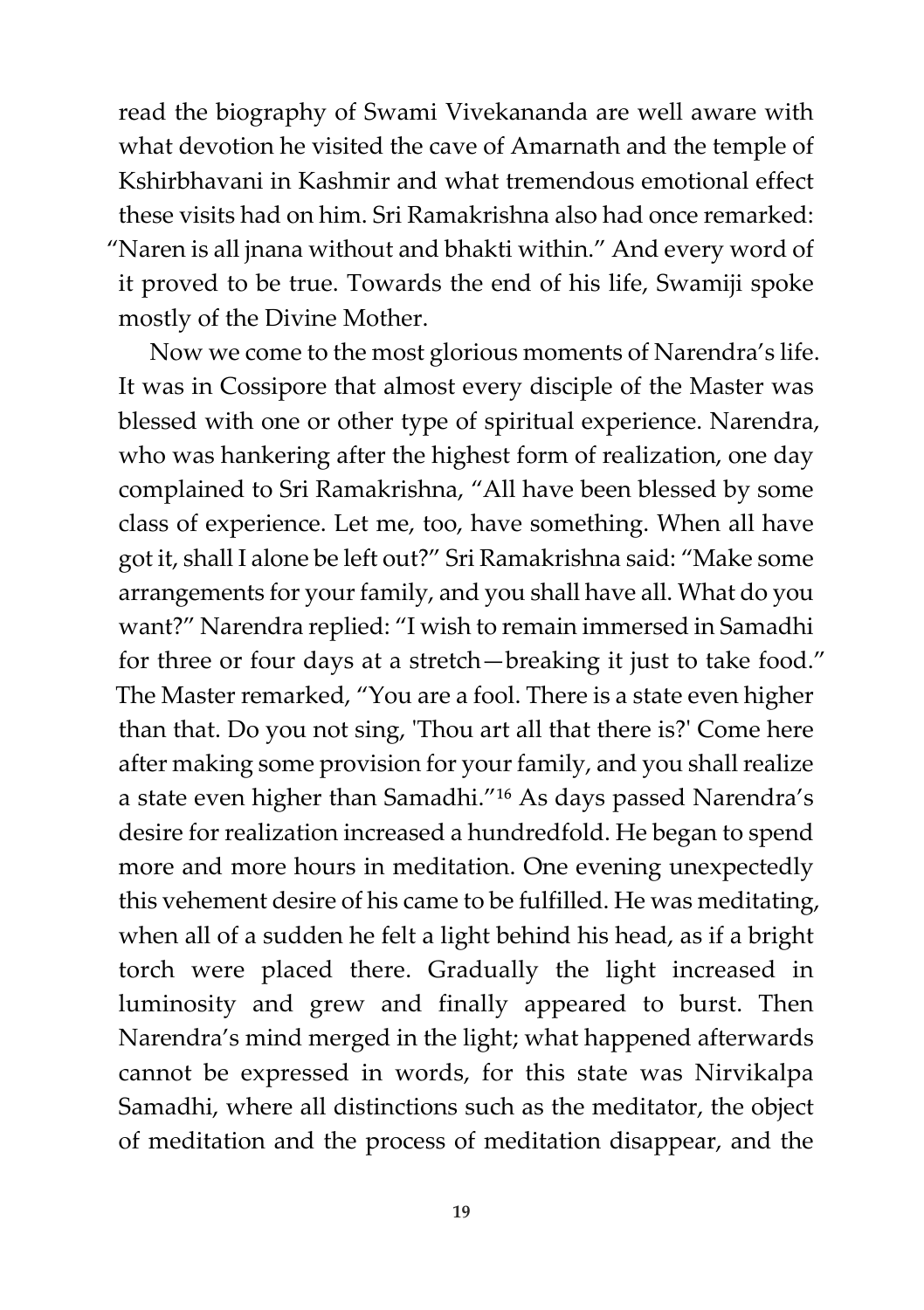read the biography of Swami Vivekananda are well aware with what devotion he visited the cave of Amarnath and the temple of Kshirbhavani in Kashmir and what tremendous emotional effect these visits had on him. Sri Ramakrishna also had once remarked: "Naren is all jnana without and bhakti within." And every word of it proved to be true. Towards the end of his life, Swamiji spoke mostly of the Divine Mother.

Now we come to the most glorious moments of Narendra's life. It was in Cossipore that almost every disciple of the Master was blessed with one or other type of spiritual experience. Narendra, who was hankering after the highest form of realization, one day complained to Sri Ramakrishna, "All have been blessed by some class of experience. Let me, too, have something. When all have got it, shall I alone be left out?" Sri Ramakrishna said: "Make some arrangements for your family, and you shall have all. What do you want?" Narendra replied: "I wish to remain immersed in Samadhi for three or four days at a stretch—breaking it just to take food." The Master remarked, "You are a fool. There is a state even higher than that. Do you not sing, 'Thou art all that there is?' Come here after making some provision for your family, and you shall realize a state even higher than Samadhi."[16] As days passed Narendra's desire for realization increased a hundredfold. He began to spend more and more hours in meditation. One evening unexpectedly this vehement desire of his came to be fulfilled. He was meditating, when all of a sudden he felt a light behind his head, as if a bright torch were placed there. Gradually the light increased in luminosity and grew and finally appeared to burst. Then Narendra's mind merged in the light; what happened afterwards cannot be expressed in words, for this state was Nirvikalpa Samadhi, where all distinctions such as the meditator, the object of meditation and the process of meditation disappear, and the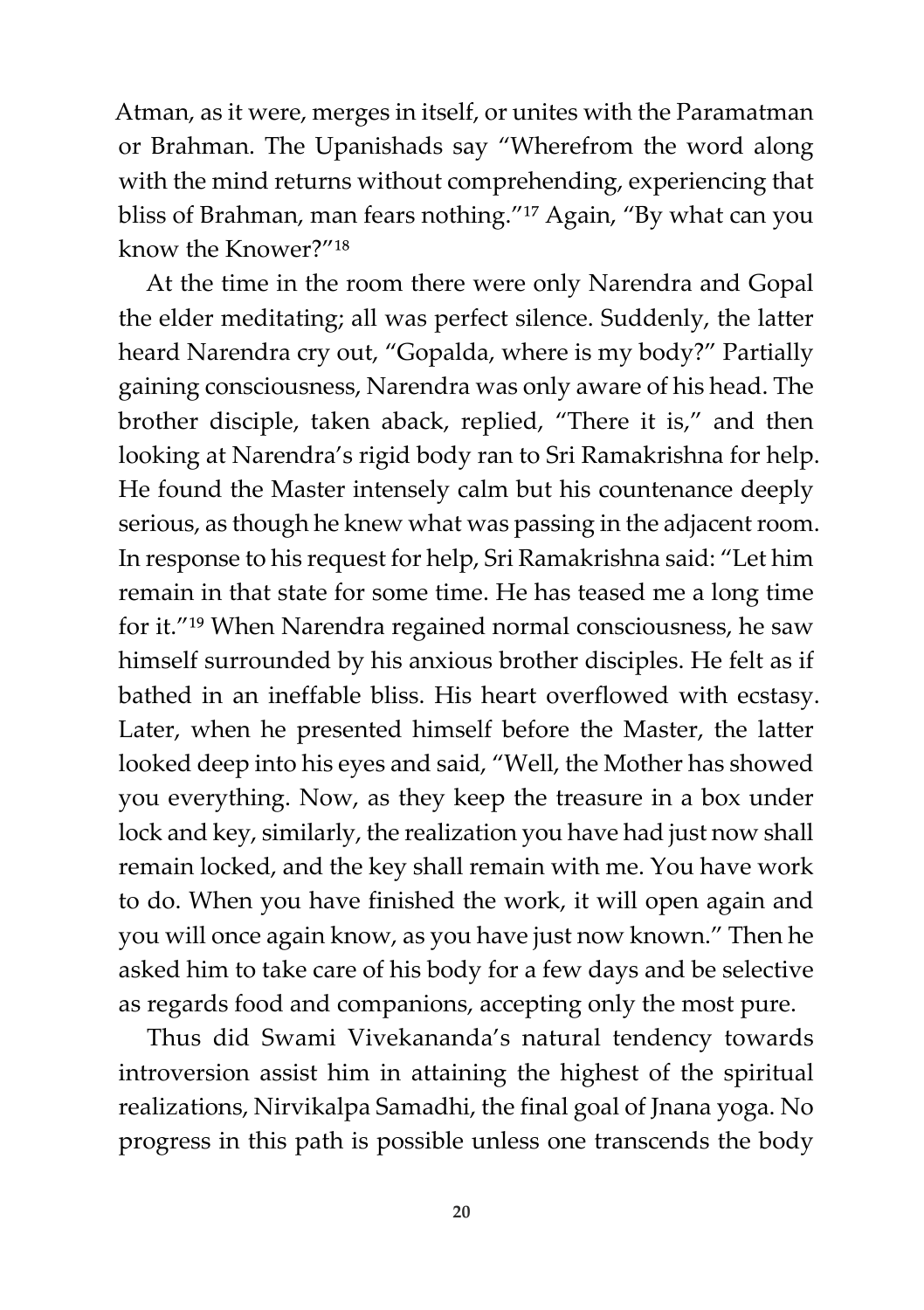Atman, as it were, merges in itself, or unites with the Paramatman or Brahman. The Upanishads say "Wherefrom the word along with the mind returns without comprehending, experiencing that bliss of Brahman, man fears nothing."[17] Again, "By what can you know the Knower?"[18]

At the time in the room there were only Narendra and Gopal the elder meditating; all was perfect silence. Suddenly, the latter heard Narendra cry out, "Gopalda, where is my body?" Partially gaining consciousness, Narendra was only aware of his head. The brother disciple, taken aback, replied, "There it is," and then looking at Narendra's rigid body ran to Sri Ramakrishna for help. He found the Master intensely calm but his countenance deeply serious, as though he knew what was passing in the adjacent room. In response to his request for help, Sri Ramakrishna said: "Let him remain in that state for some time. He has teased me a long time for it."[19] When Narendra regained normal consciousness, he saw himself surrounded by his anxious brother disciples. He felt as if bathed in an ineffable bliss. His heart overflowed with ecstasy. Later, when he presented himself before the Master, the latter looked deep into his eyes and said, "Well, the Mother has showed you everything. Now, as they keep the treasure in a box under lock and key, similarly, the realization you have had just now shall remain locked, and the key shall remain with me. You have work to do. When you have finished the work, it will open again and you will once again know, as you have just now known." Then he asked him to take care of his body for a few days and be selective as regards food and companions, accepting only the most pure.

Thus did Swami Vivekananda's natural tendency towards introversion assist him in attaining the highest of the spiritual realizations, Nirvikalpa Samadhi, the final goal of Jnana yoga. No progress in this path is possible unless one transcends the body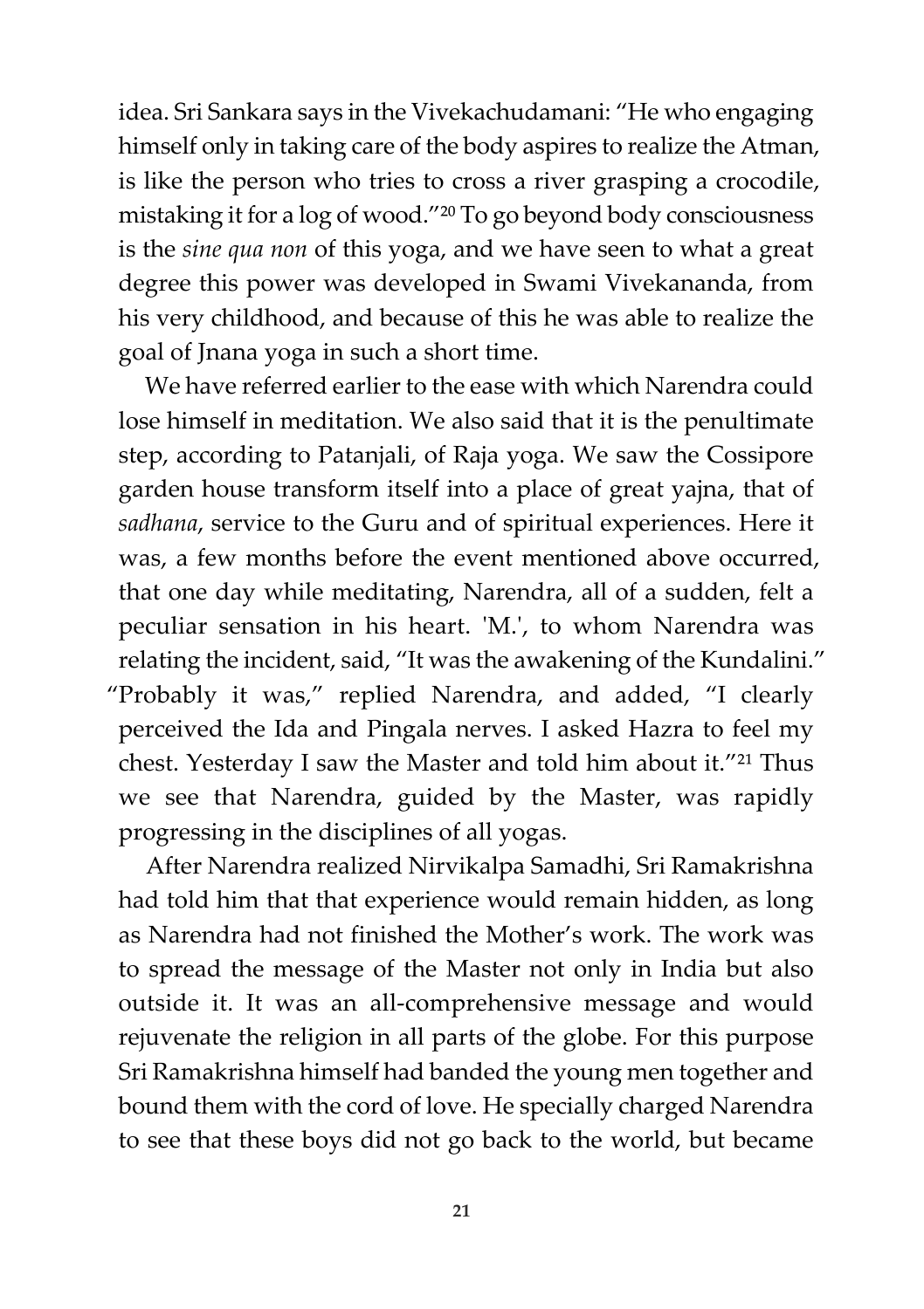idea. Sri Sankara says in the Vivekachudamani: "He who engaging himself only in taking care of the body aspires to realize the Atman, is like the person who tries to cross a river grasping a crocodile, mistaking it for a log of wood."[20] To go beyond body consciousness is the *sine qua non* of this yoga, and we have seen to what a great degree this power was developed in Swami Vivekananda, from his very childhood, and because of this he was able to realize the goal of Jnana yoga in such a short time.

We have referred earlier to the ease with which Narendra could lose himself in meditation. We also said that it is the penultimate step, according to Patanjali, of Raja yoga. We saw the Cossipore garden house transform itself into a place of great yajna, that of *sadhana*, service to the Guru and of spiritual experiences. Here it was, a few months before the event mentioned above occurred, that one day while meditating, Narendra, all of a sudden, felt a peculiar sensation in his heart. 'M.', to whom Narendra was relating the incident, said, "It was the awakening of the Kundalini." "Probably it was," replied Narendra, and added, "I clearly perceived the Ida and Pingala nerves. I asked Hazra to feel my chest. Yesterday I saw the Master and told him about it."[21] Thus we see that Narendra, guided by the Master, was rapidly progressing in the disciplines of all yogas.

After Narendra realized Nirvikalpa Samadhi, Sri Ramakrishna had told him that that experience would remain hidden, as long as Narendra had not finished the Mother's work. The work was to spread the message of the Master not only in India but also outside it. It was an all-comprehensive message and would rejuvenate the religion in all parts of the globe. For this purpose Sri Ramakrishna himself had banded the young men together and bound them with the cord of love. He specially charged Narendra to see that these boys did not go back to the world, but became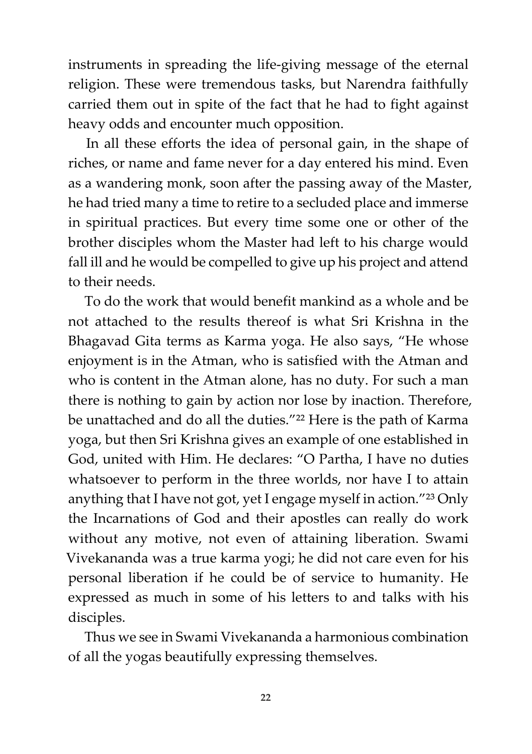instruments in spreading the life-giving message of the eternal religion. These were tremendous tasks, but Narendra faithfully carried them out in spite of the fact that he had to fight against heavy odds and encounter much opposition.

In all these efforts the idea of personal gain, in the shape of riches, or name and fame never for a day entered his mind. Even as a wandering monk, soon after the passing away of the Master, he had tried many a time to retire to a secluded place and immerse in spiritual practices. But every time some one or other of the brother disciples whom the Master had left to his charge would fall ill and he would be compelled to give up his project and attend to their needs.

To do the work that would benefit mankind as a whole and be not attached to the results thereof is what Sri Krishna in the Bhagavad Gita terms as Karma yoga. He also says, "He whose enjoyment is in the Atman, who is satisfied with the Atman and who is content in the Atman alone, has no duty. For such a man there is nothing to gain by action nor lose by inaction. Therefore, be unattached and do all the duties."[22] Here is the path of Karma yoga, but then Sri Krishna gives an example of one established in God, united with Him. He declares: "O Partha, I have no duties whatsoever to perform in the three worlds, nor have I to attain anything that I have not got, yet I engage myself in action."[23] Only the Incarnations of God and their apostles can really do work without any motive, not even of attaining liberation. Swami Vivekananda was a true karma yogi; he did not care even for his personal liberation if he could be of service to humanity. He expressed as much in some of his letters to and talks with his disciples.

Thus we see in Swami Vivekananda a harmonious combination of all the yogas beautifully expressing themselves.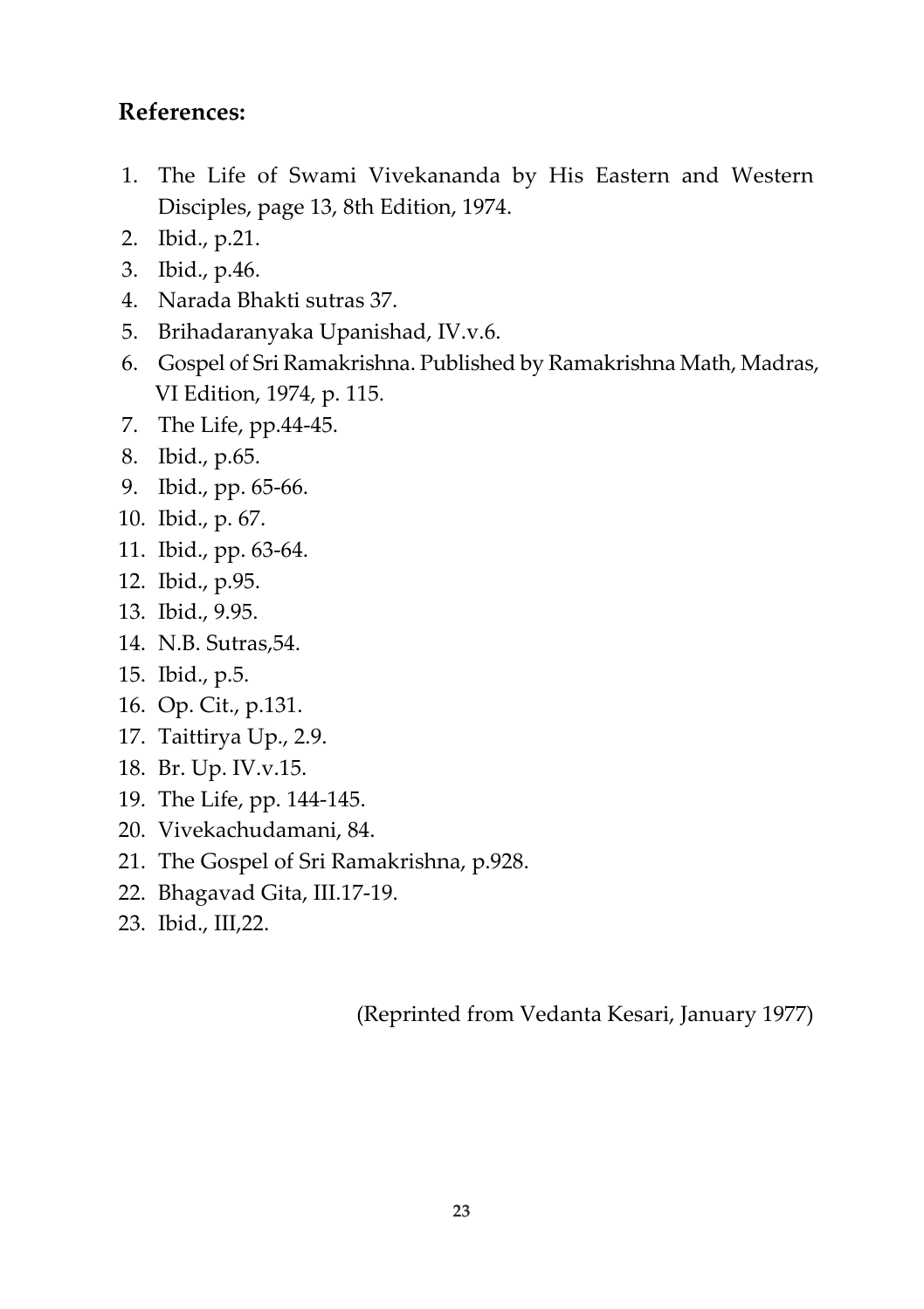## References:

1. The Life of Swami Vivekananda by His Eastern and Western Disciples, page 13, 8th Edition, 1974.
2. Ibid., p.21.
3. Ibid., p.46.
4. Narada Bhakti sutras 37.
5. Brihadaranyaka Upanishad, IV.v.6.
6. Gospel of Sri Ramakrishna. Published by Ramakrishna Math, Madras, VI Edition, 1974, p. 115.
7. The Life, pp.44-45.
8. Ibid., p.65.
9. Ibid., pp. 65-66.
10. Ibid., p. 67.
11. Ibid., pp. 63-64.
12. Ibid., p.95.
13. Ibid., 9.95.
14. N.B. Sutras,54.
15. Ibid., p.5.
16. Op. Cit., p.131.
17. Taittirya Up., 2.9.
18. Br. Up. IV.v.15.
19. The Life, pp. 144-145.
20. Vivekachudamani, 84.
21. The Gospel of Sri Ramakrishna, p.928.
22. Bhagavad Gita, III.17-19.
23. Ibid., III,22.

(Reprinted from Vedanta Kesari, January 1977)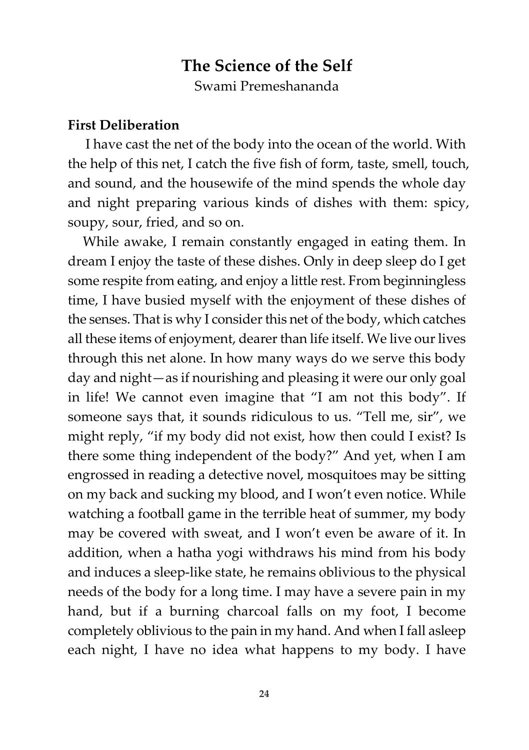# The Science of the Self

Swami Premeshananda

### First Deliberation

I have cast the net of the body into the ocean of the world. With the help of this net, I catch the five fish of form, taste, smell, touch, and sound, and the housewife of the mind spends the whole day and night preparing various kinds of dishes with them: spicy, soupy, sour, fried, and so on.

While awake, I remain constantly engaged in eating them. In dream I enjoy the taste of these dishes. Only in deep sleep do I get some respite from eating, and enjoy a little rest. From beginningless time, I have busied myself with the enjoyment of these dishes of the senses. That is why I consider this net of the body, which catches all these items of enjoyment, dearer than life itself. We live our lives through this net alone. In how many ways do we serve this body day and night—as if nourishing and pleasing it were our only goal in life! We cannot even imagine that "I am not this body". If someone says that, it sounds ridiculous to us. "Tell me, sir", we might reply, "if my body did not exist, how then could I exist? Is there some thing independent of the body?" And yet, when I am engrossed in reading a detective novel, mosquitoes may be sitting on my back and sucking my blood, and I won't even notice. While watching a football game in the terrible heat of summer, my body may be covered with sweat, and I won't even be aware of it. In addition, when a hatha yogi withdraws his mind from his body and induces a sleep-like state, he remains oblivious to the physical needs of the body for a long time. I may have a severe pain in my hand, but if a burning charcoal falls on my foot, I become completely oblivious to the pain in my hand. And when I fall asleep each night, I have no idea what happens to my body. I have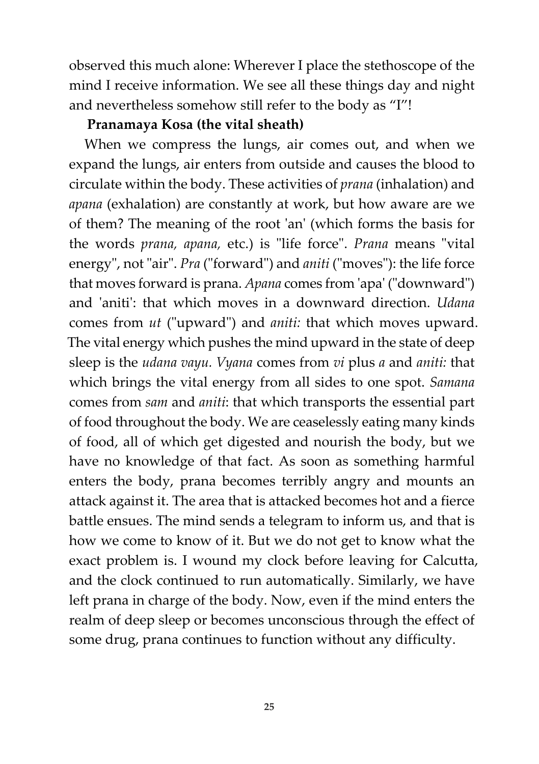observed this much alone: Wherever I place the stethoscope of the mind I receive information. We see all these things day and night and nevertheless somehow still refer to the body as "I"!

**Pranamaya Kosa (the vital sheath)**

When we compress the lungs, air comes out, and when we expand the lungs, air enters from outside and causes the blood to circulate within the body. These activities of *prana* (inhalation) and *apana* (exhalation) are constantly at work, but how aware are we of them? The meaning of the root 'an' (which forms the basis for the words *prana, apana,* etc.) is "life force". *Prana* means "vital energy", not "air". *Pra* ("forward") and *aniti* ("moves"): the life force that moves forward is prana. *Apana* comes from 'apa' ("downward") and 'aniti': that which moves in a downward direction. *Udana* comes from *ut* ("upward") and *aniti:* that which moves upward. The vital energy which pushes the mind upward in the state of deep sleep is the *udana vayu. Vyana* comes from *vi* plus *a* and *aniti:* that which brings the vital energy from all sides to one spot. *Samana* comes from *sam* and *aniti*: that which transports the essential part of food throughout the body. We are ceaselessly eating many kinds of food, all of which get digested and nourish the body, but we have no knowledge of that fact. As soon as something harmful enters the body, prana becomes terribly angry and mounts an attack against it. The area that is attacked becomes hot and a fierce battle ensues. The mind sends a telegram to inform us, and that is how we come to know of it. But we do not get to know what the exact problem is. I wound my clock before leaving for Calcutta, and the clock continued to run automatically. Similarly, we have left prana in charge of the body. Now, even if the mind enters the realm of deep sleep or becomes unconscious through the effect of some drug, prana continues to function without any difficulty.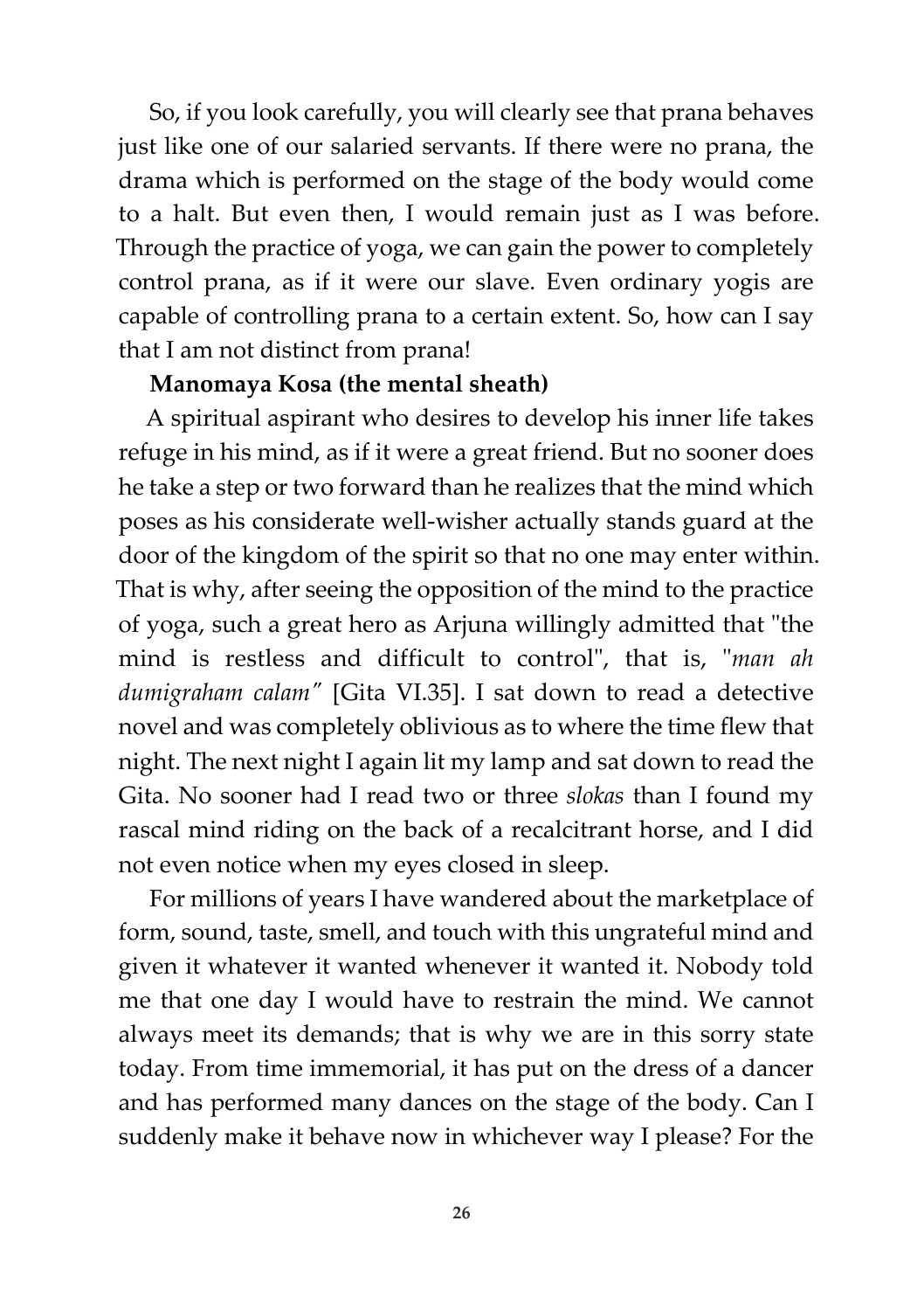So, if you look carefully, you will clearly see that prana behaves just like one of our salaried servants. If there were no prana, the drama which is performed on the stage of the body would come to a halt. But even then, I would remain just as I was before. Through the practice of yoga, we can gain the power to completely control prana, as if it were our slave. Even ordinary yogis are capable of controlling prana to a certain extent. So, how can I say that I am not distinct from prana!

**Manomaya Kosa (the mental sheath)**

A spiritual aspirant who desires to develop his inner life takes refuge in his mind, as if it were a great friend. But no sooner does he take a step or two forward than he realizes that the mind which poses as his considerate well-wisher actually stands guard at the door of the kingdom of the spirit so that no one may enter within. That is why, after seeing the opposition of the mind to the practice of yoga, such a great hero as Arjuna willingly admitted that "the mind is restless and difficult to control", that is, "*man ah dumigraham calam*" [Gita VI.35]. I sat down to read a detective novel and was completely oblivious as to where the time flew that night. The next night I again lit my lamp and sat down to read the Gita. No sooner had I read two or three *slokas* than I found my rascal mind riding on the back of a recalcitrant horse, and I did not even notice when my eyes closed in sleep.

For millions of years I have wandered about the marketplace of form, sound, taste, smell, and touch with this ungrateful mind and given it whatever it wanted whenever it wanted it. Nobody told me that one day I would have to restrain the mind. We cannot always meet its demands; that is why we are in this sorry state today. From time immemorial, it has put on the dress of a dancer and has performed many dances on the stage of the body. Can I suddenly make it behave now in whichever way I please? For the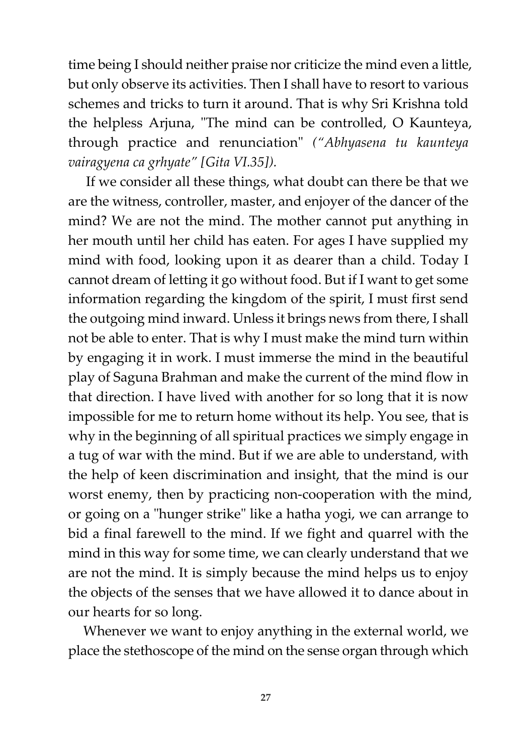time being I should neither praise nor criticize the mind even a little, but only observe its activities. Then I shall have to resort to various schemes and tricks to turn it around. That is why Sri Krishna told the helpless Arjuna, "The mind can be controlled, O Kaunteya, through practice and renunciation" *("Abhyasena tu kaunteya vairagyena ca grhyate" [Gita VI.35]).*

If we consider all these things, what doubt can there be that we are the witness, controller, master, and enjoyer of the dancer of the mind? We are not the mind. The mother cannot put anything in her mouth until her child has eaten. For ages I have supplied my mind with food, looking upon it as dearer than a child. Today I cannot dream of letting it go without food. But if I want to get some information regarding the kingdom of the spirit, I must first send the outgoing mind inward. Unless it brings news from there, I shall not be able to enter. That is why I must make the mind turn within by engaging it in work. I must immerse the mind in the beautiful play of Saguna Brahman and make the current of the mind flow in that direction. I have lived with another for so long that it is now impossible for me to return home without its help. You see, that is why in the beginning of all spiritual practices we simply engage in a tug of war with the mind. But if we are able to understand, with the help of keen discrimination and insight, that the mind is our worst enemy, then by practicing non-cooperation with the mind, or going on a "hunger strike" like a hatha yogi, we can arrange to bid a final farewell to the mind. If we fight and quarrel with the mind in this way for some time, we can clearly understand that we are not the mind. It is simply because the mind helps us to enjoy the objects of the senses that we have allowed it to dance about in our hearts for so long.

Whenever we want to enjoy anything in the external world, we place the stethoscope of the mind on the sense organ through which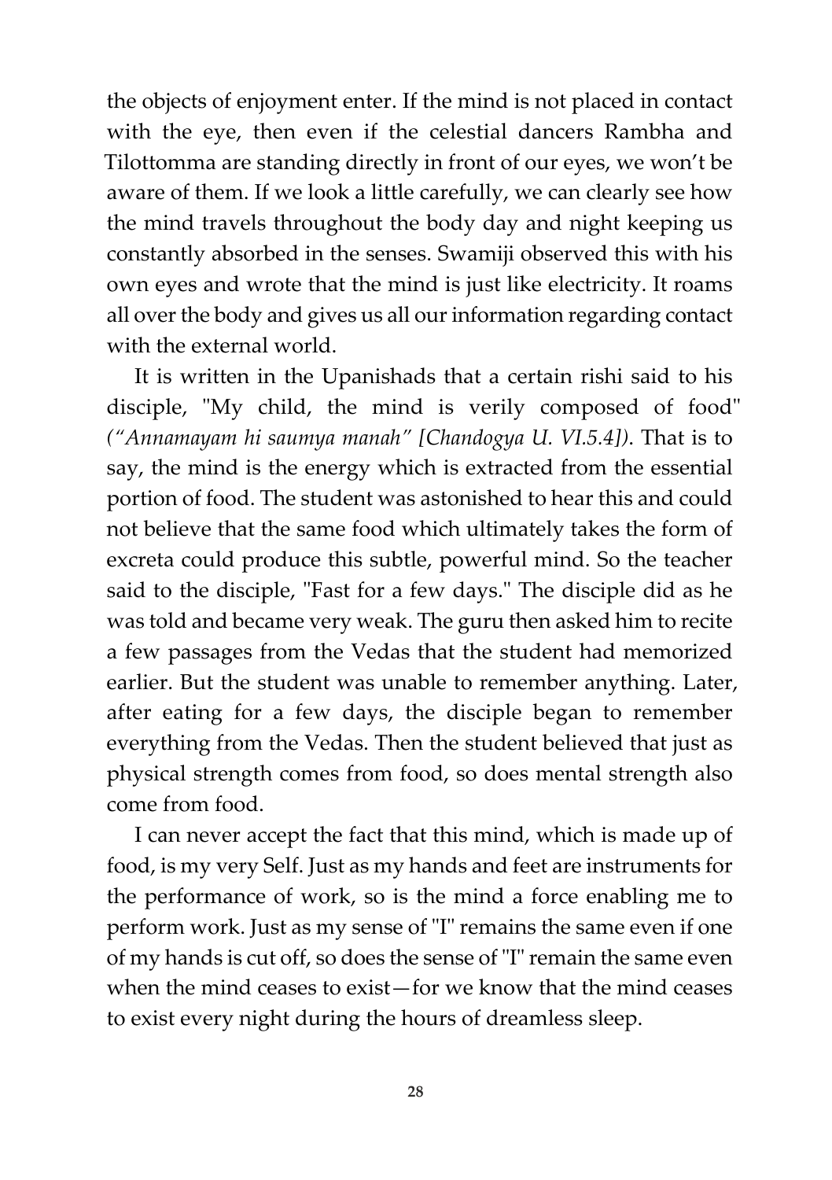the objects of enjoyment enter. If the mind is not placed in contact with the eye, then even if the celestial dancers Rambha and Tilottomma are standing directly in front of our eyes, we won't be aware of them. If we look a little carefully, we can clearly see how the mind travels throughout the body day and night keeping us constantly absorbed in the senses. Swamiji observed this with his own eyes and wrote that the mind is just like electricity. It roams all over the body and gives us all our information regarding contact with the external world.

It is written in the Upanishads that a certain rishi said to his disciple, "My child, the mind is verily composed of food" *("Annamayam hi saumya manah" [Chandogya U. VI.5.4])*. That is to say, the mind is the energy which is extracted from the essential portion of food. The student was astonished to hear this and could not believe that the same food which ultimately takes the form of excreta could produce this subtle, powerful mind. So the teacher said to the disciple, "Fast for a few days." The disciple did as he was told and became very weak. The guru then asked him to recite a few passages from the Vedas that the student had memorized earlier. But the student was unable to remember anything. Later, after eating for a few days, the disciple began to remember everything from the Vedas. Then the student believed that just as physical strength comes from food, so does mental strength also come from food.

I can never accept the fact that this mind, which is made up of food, is my very Self. Just as my hands and feet are instruments for the performance of work, so is the mind a force enabling me to perform work. Just as my sense of "I" remains the same even if one of my hands is cut off, so does the sense of "I" remain the same even when the mind ceases to exist—for we know that the mind ceases to exist every night during the hours of dreamless sleep.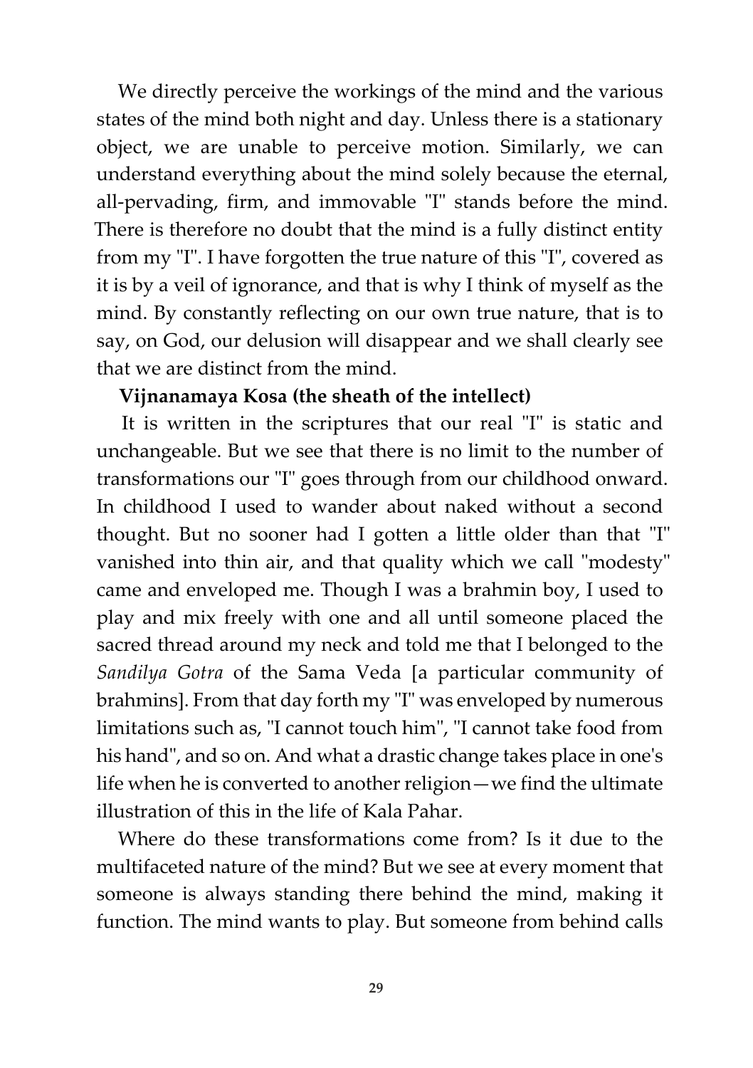We directly perceive the workings of the mind and the various states of the mind both night and day. Unless there is a stationary object, we are unable to perceive motion. Similarly, we can understand everything about the mind solely because the eternal, all-pervading, firm, and immovable "I" stands before the mind. There is therefore no doubt that the mind is a fully distinct entity from my "I". I have forgotten the true nature of this "I", covered as it is by a veil of ignorance, and that is why I think of myself as the mind. By constantly reflecting on our own true nature, that is to say, on God, our delusion will disappear and we shall clearly see that we are distinct from the mind.

**Vijnanamaya Kosa (the sheath of the intellect)**

It is written in the scriptures that our real "I" is static and unchangeable. But we see that there is no limit to the number of transformations our "I" goes through from our childhood onward. In childhood I used to wander about naked without a second thought. But no sooner had I gotten a little older than that "I" vanished into thin air, and that quality which we call "modesty" came and enveloped me. Though I was a brahmin boy, I used to play and mix freely with one and all until someone placed the sacred thread around my neck and told me that I belonged to the *Sandilya Gotra* of the Sama Veda [a particular community of brahmins]. From that day forth my "I" was enveloped by numerous limitations such as, "I cannot touch him", "I cannot take food from his hand", and so on. And what a drastic change takes place in one's life when he is converted to another religion—we find the ultimate illustration of this in the life of Kala Pahar.

Where do these transformations come from? Is it due to the multifaceted nature of the mind? But we see at every moment that someone is always standing there behind the mind, making it function. The mind wants to play. But someone from behind calls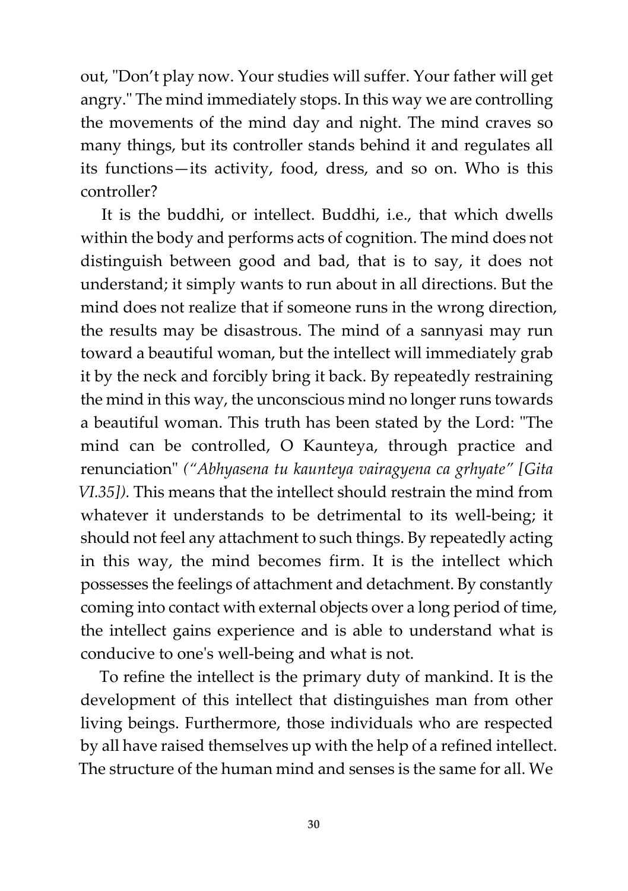out, "Don't play now. Your studies will suffer. Your father will get angry." The mind immediately stops. In this way we are controlling the movements of the mind day and night. The mind craves so many things, but its controller stands behind it and regulates all its functions—its activity, food, dress, and so on. Who is this controller?

It is the buddhi, or intellect. Buddhi, i.e., that which dwells within the body and performs acts of cognition. The mind does not distinguish between good and bad, that is to say, it does not understand; it simply wants to run about in all directions. But the mind does not realize that if someone runs in the wrong direction, the results may be disastrous. The mind of a sannyasi may run toward a beautiful woman, but the intellect will immediately grab it by the neck and forcibly bring it back. By repeatedly restraining the mind in this way, the unconscious mind no longer runs towards a beautiful woman. This truth has been stated by the Lord: "The mind can be controlled, O Kaunteya, through practice and renunciation" *("Abhyasena tu kaunteya vairagyena ca grhyate" [Gita VI.35]).* This means that the intellect should restrain the mind from whatever it understands to be detrimental to its well-being; it should not feel any attachment to such things. By repeatedly acting in this way, the mind becomes firm. It is the intellect which possesses the feelings of attachment and detachment. By constantly coming into contact with external objects over a long period of time, the intellect gains experience and is able to understand what is conducive to one's well-being and what is not.

To refine the intellect is the primary duty of mankind. It is the development of this intellect that distinguishes man from other living beings. Furthermore, those individuals who are respected by all have raised themselves up with the help of a refined intellect. The structure of the human mind and senses is the same for all. We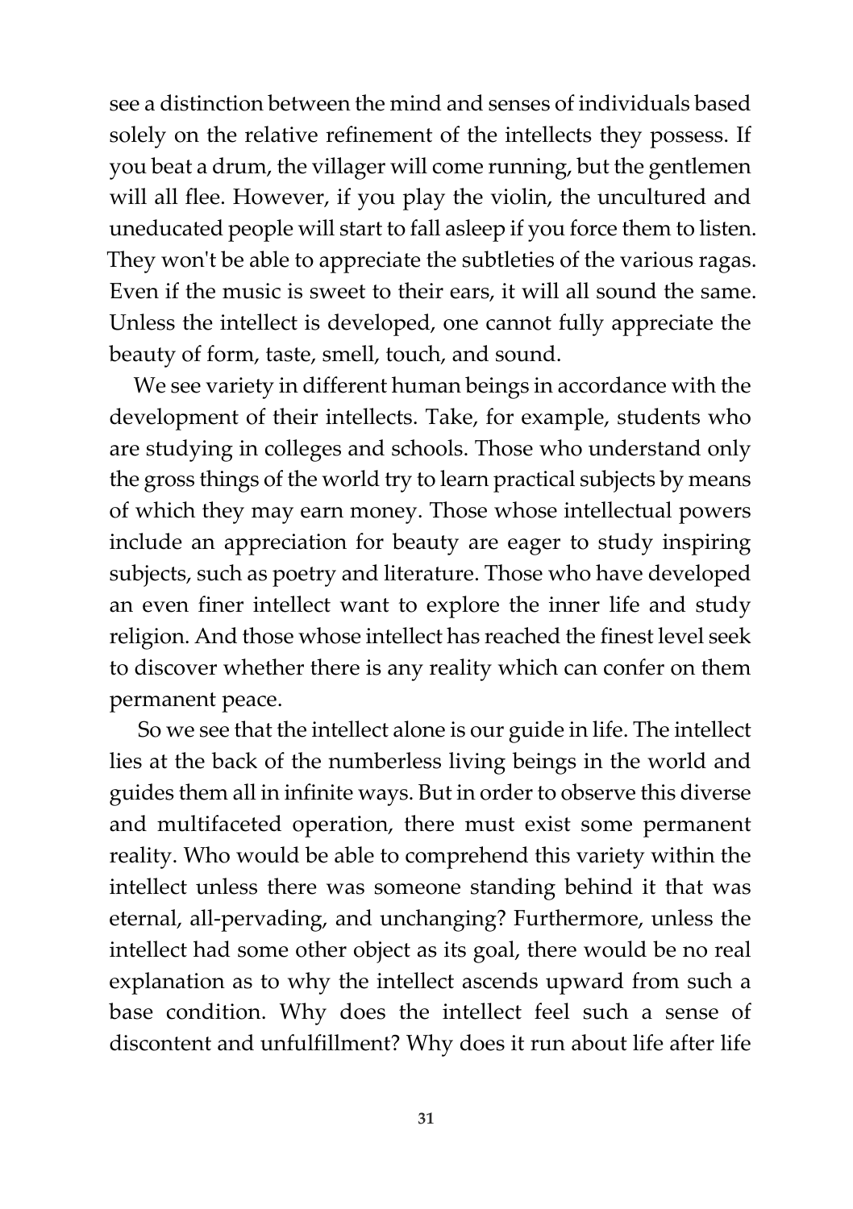see a distinction between the mind and senses of individuals based solely on the relative refinement of the intellects they possess. If you beat a drum, the villager will come running, but the gentlemen will all flee. However, if you play the violin, the uncultured and uneducated people will start to fall asleep if you force them to listen. They won't be able to appreciate the subtleties of the various ragas. Even if the music is sweet to their ears, it will all sound the same. Unless the intellect is developed, one cannot fully appreciate the beauty of form, taste, smell, touch, and sound.

We see variety in different human beings in accordance with the development of their intellects. Take, for example, students who are studying in colleges and schools. Those who understand only the gross things of the world try to learn practical subjects by means of which they may earn money. Those whose intellectual powers include an appreciation for beauty are eager to study inspiring subjects, such as poetry and literature. Those who have developed an even finer intellect want to explore the inner life and study religion. And those whose intellect has reached the finest level seek to discover whether there is any reality which can confer on them permanent peace.

So we see that the intellect alone is our guide in life. The intellect lies at the back of the numberless living beings in the world and guides them all in infinite ways. But in order to observe this diverse and multifaceted operation, there must exist some permanent reality. Who would be able to comprehend this variety within the intellect unless there was someone standing behind it that was eternal, all-pervading, and unchanging? Furthermore, unless the intellect had some other object as its goal, there would be no real explanation as to why the intellect ascends upward from such a base condition. Why does the intellect feel such a sense of discontent and unfulfillment? Why does it run about life after life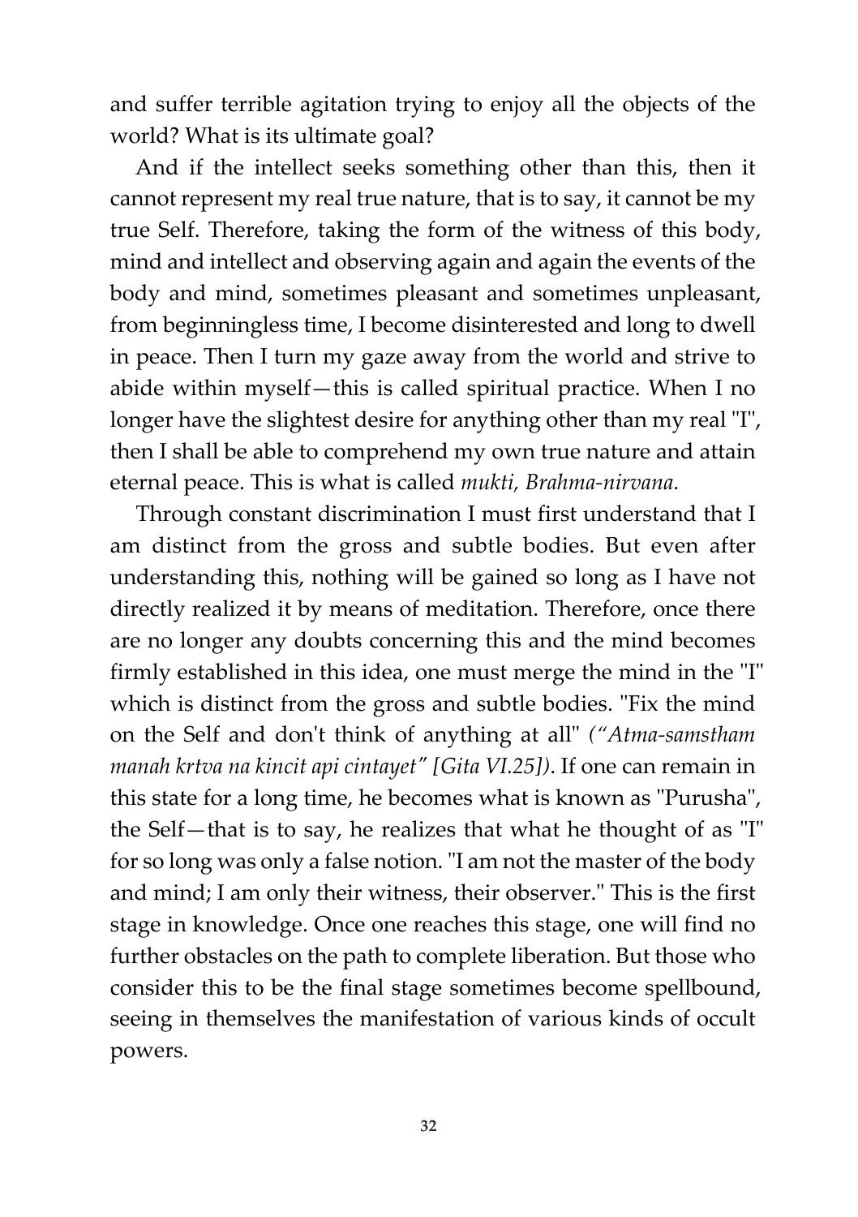and suffer terrible agitation trying to enjoy all the objects of the world? What is its ultimate goal?

And if the intellect seeks something other than this, then it cannot represent my real true nature, that is to say, it cannot be my true Self. Therefore, taking the form of the witness of this body, mind and intellect and observing again and again the events of the body and mind, sometimes pleasant and sometimes unpleasant, from beginningless time, I become disinterested and long to dwell in peace. Then I turn my gaze away from the world and strive to abide within myself—this is called spiritual practice. When I no longer have the slightest desire for anything other than my real "I", then I shall be able to comprehend my own true nature and attain eternal peace. This is what is called *mukti, Brahma-nirvana*.

Through constant discrimination I must first understand that I am distinct from the gross and subtle bodies. But even after understanding this, nothing will be gained so long as I have not directly realized it by means of meditation. Therefore, once there are no longer any doubts concerning this and the mind becomes firmly established in this idea, one must merge the mind in the "I" which is distinct from the gross and subtle bodies. "Fix the mind on the Self and don't think of anything at all" *("Atma-samstham manah krtva na kincit api cintayet" [Gita VI.25])*. If one can remain in this state for a long time, he becomes what is known as "Purusha", the Self—that is to say, he realizes that what he thought of as "I" for so long was only a false notion. "I am not the master of the body and mind; I am only their witness, their observer." This is the first stage in knowledge. Once one reaches this stage, one will find no further obstacles on the path to complete liberation. But those who consider this to be the final stage sometimes become spellbound, seeing in themselves the manifestation of various kinds of occult powers.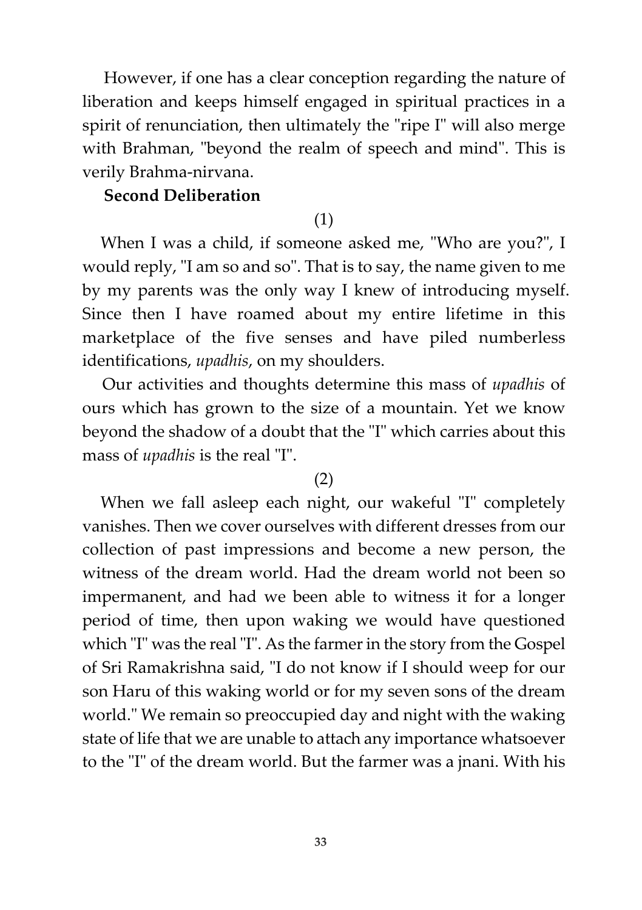However, if one has a clear conception regarding the nature of liberation and keeps himself engaged in spiritual practices in a spirit of renunciation, then ultimately the "ripe I" will also merge with Brahman, "beyond the realm of speech and mind". This is verily Brahma-nirvana.

### Second Deliberation

(1)

When I was a child, if someone asked me, "Who are you?", I would reply, "I am so and so". That is to say, the name given to me by my parents was the only way I knew of introducing myself. Since then I have roamed about my entire lifetime in this marketplace of the five senses and have piled numberless identifications, *upadhis*, on my shoulders.

Our activities and thoughts determine this mass of *upadhis* of ours which has grown to the size of a mountain. Yet we know beyond the shadow of a doubt that the "I" which carries about this mass of *upadhis* is the real "I".

(2)

When we fall asleep each night, our wakeful "I" completely vanishes. Then we cover ourselves with different dresses from our collection of past impressions and become a new person, the witness of the dream world. Had the dream world not been so impermanent, and had we been able to witness it for a longer period of time, then upon waking we would have questioned which "I" was the real "I". As the farmer in the story from the Gospel of Sri Ramakrishna said, "I do not know if I should weep for our son Haru of this waking world or for my seven sons of the dream world." We remain so preoccupied day and night with the waking state of life that we are unable to attach any importance whatsoever to the "I" of the dream world. But the farmer was a jnani. With his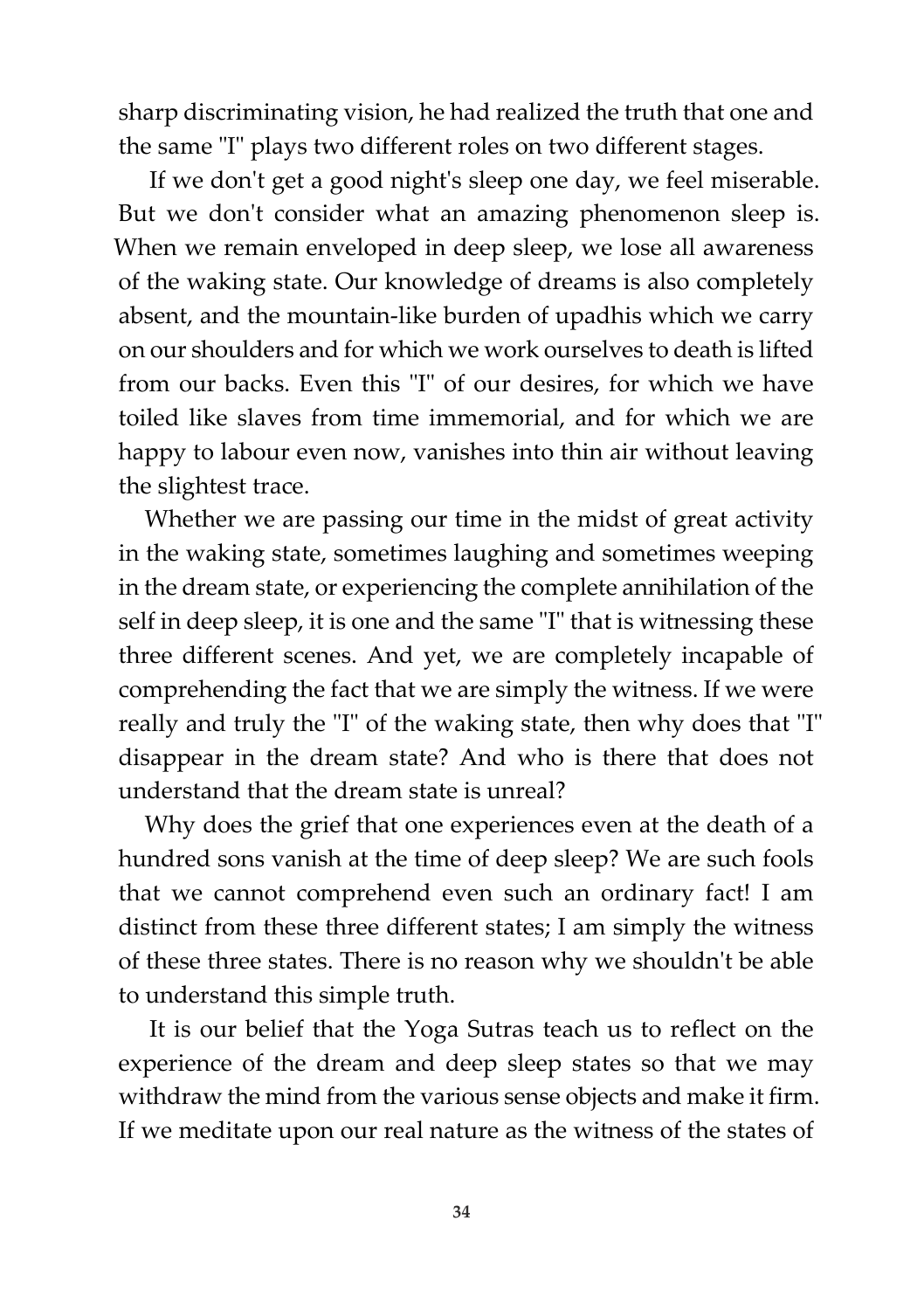sharp discriminating vision, he had realized the truth that one and the same "I" plays two different roles on two different stages.

If we don't get a good night's sleep one day, we feel miserable. But we don't consider what an amazing phenomenon sleep is. When we remain enveloped in deep sleep, we lose all awareness of the waking state. Our knowledge of dreams is also completely absent, and the mountain-like burden of upadhis which we carry on our shoulders and for which we work ourselves to death is lifted from our backs. Even this "I" of our desires, for which we have toiled like slaves from time immemorial, and for which we are happy to labour even now, vanishes into thin air without leaving the slightest trace.

Whether we are passing our time in the midst of great activity in the waking state, sometimes laughing and sometimes weeping in the dream state, or experiencing the complete annihilation of the self in deep sleep, it is one and the same "I" that is witnessing these three different scenes. And yet, we are completely incapable of comprehending the fact that we are simply the witness. If we were really and truly the "I" of the waking state, then why does that "I" disappear in the dream state? And who is there that does not understand that the dream state is unreal?

Why does the grief that one experiences even at the death of a hundred sons vanish at the time of deep sleep? We are such fools that we cannot comprehend even such an ordinary fact! I am distinct from these three different states; I am simply the witness of these three states. There is no reason why we shouldn't be able to understand this simple truth.

It is our belief that the Yoga Sutras teach us to reflect on the experience of the dream and deep sleep states so that we may withdraw the mind from the various sense objects and make it firm. If we meditate upon our real nature as the witness of the states of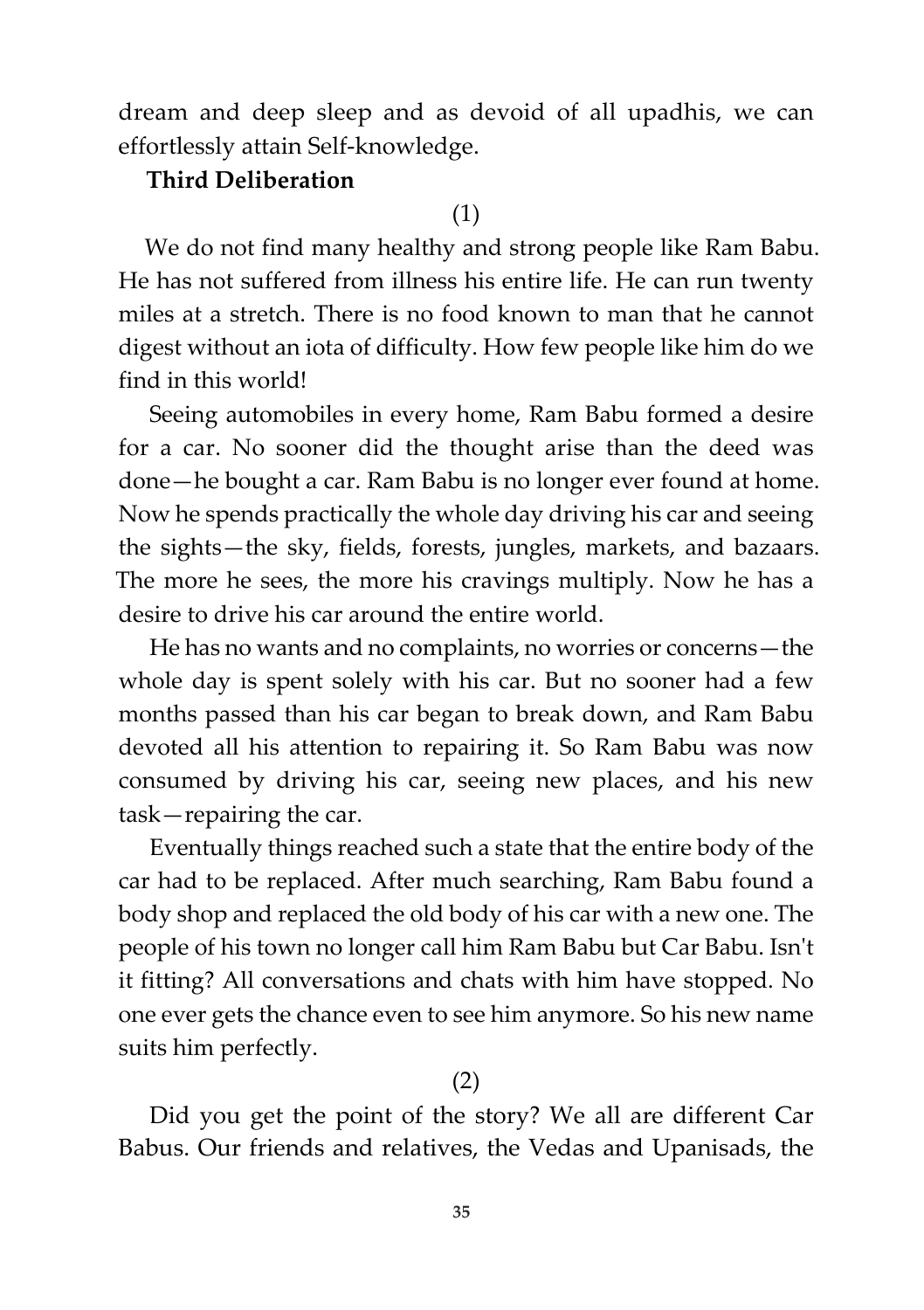dream and deep sleep and as devoid of all upadhis, we can effortlessly attain Self-knowledge.

**Third Deliberation**

(1)

We do not find many healthy and strong people like Ram Babu. He has not suffered from illness his entire life. He can run twenty miles at a stretch. There is no food known to man that he cannot digest without an iota of difficulty. How few people like him do we find in this world!

Seeing automobiles in every home, Ram Babu formed a desire for a car. No sooner did the thought arise than the deed was done—he bought a car. Ram Babu is no longer ever found at home. Now he spends practically the whole day driving his car and seeing the sights—the sky, fields, forests, jungles, markets, and bazaars. The more he sees, the more his cravings multiply. Now he has a desire to drive his car around the entire world.

He has no wants and no complaints, no worries or concerns—the whole day is spent solely with his car. But no sooner had a few months passed than his car began to break down, and Ram Babu devoted all his attention to repairing it. So Ram Babu was now consumed by driving his car, seeing new places, and his new task—repairing the car.

Eventually things reached such a state that the entire body of the car had to be replaced. After much searching, Ram Babu found a body shop and replaced the old body of his car with a new one. The people of his town no longer call him Ram Babu but Car Babu. Isn't it fitting? All conversations and chats with him have stopped. No one ever gets the chance even to see him anymore. So his new name suits him perfectly.

(2)

Did you get the point of the story? We all are different Car Babus. Our friends and relatives, the Vedas and Upanisads, the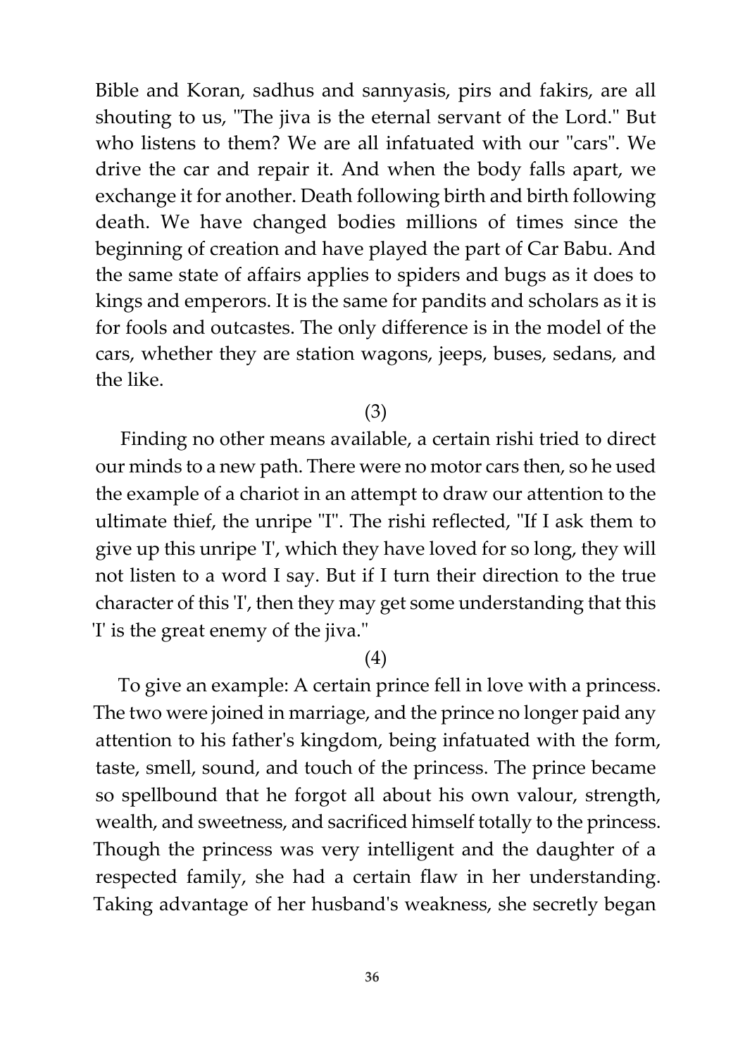Bible and Koran, sadhus and sannyasis, pirs and fakirs, are all shouting to us, "The jiva is the eternal servant of the Lord." But who listens to them? We are all infatuated with our "cars". We drive the car and repair it. And when the body falls apart, we exchange it for another. Death following birth and birth following death. We have changed bodies millions of times since the beginning of creation and have played the part of Car Babu. And the same state of affairs applies to spiders and bugs as it does to kings and emperors. It is the same for pandits and scholars as it is for fools and outcastes. The only difference is in the model of the cars, whether they are station wagons, jeeps, buses, sedans, and the like.

(3)

Finding no other means available, a certain rishi tried to direct our minds to a new path. There were no motor cars then, so he used the example of a chariot in an attempt to draw our attention to the ultimate thief, the unripe "I". The rishi reflected, "If I ask them to give up this unripe 'I', which they have loved for so long, they will not listen to a word I say. But if I turn their direction to the true character of this 'I', then they may get some understanding that this 'I' is the great enemy of the jiva."

(4)

To give an example: A certain prince fell in love with a princess. The two were joined in marriage, and the prince no longer paid any attention to his father's kingdom, being infatuated with the form, taste, smell, sound, and touch of the princess. The prince became so spellbound that he forgot all about his own valour, strength, wealth, and sweetness, and sacrificed himself totally to the princess. Though the princess was very intelligent and the daughter of a respected family, she had a certain flaw in her understanding. Taking advantage of her husband's weakness, she secretly began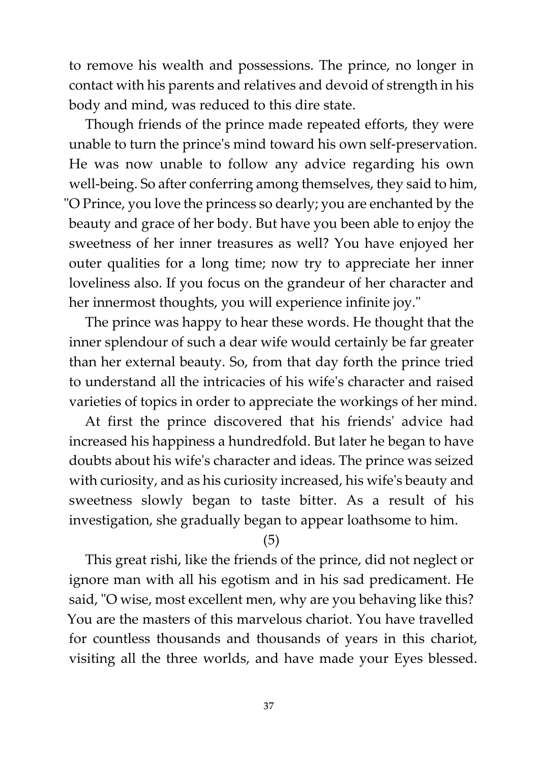to remove his wealth and possessions. The prince, no longer in contact with his parents and relatives and devoid of strength in his body and mind, was reduced to this dire state.

Though friends of the prince made repeated efforts, they were unable to turn the prince's mind toward his own self-preservation. He was now unable to follow any advice regarding his own well-being. So after conferring among themselves, they said to him, "O Prince, you love the princess so dearly; you are enchanted by the beauty and grace of her body. But have you been able to enjoy the sweetness of her inner treasures as well? You have enjoyed her outer qualities for a long time; now try to appreciate her inner loveliness also. If you focus on the grandeur of her character and her innermost thoughts, you will experience infinite joy."

The prince was happy to hear these words. He thought that the inner splendour of such a dear wife would certainly be far greater than her external beauty. So, from that day forth the prince tried to understand all the intricacies of his wife's character and raised varieties of topics in order to appreciate the workings of her mind.

At first the prince discovered that his friends' advice had increased his happiness a hundredfold. But later he began to have doubts about his wife's character and ideas. The prince was seized with curiosity, and as his curiosity increased, his wife's beauty and sweetness slowly began to taste bitter. As a result of his investigation, she gradually began to appear loathsome to him.

(5)

This great rishi, like the friends of the prince, did not neglect or ignore man with all his egotism and in his sad predicament. He said, "O wise, most excellent men, why are you behaving like this? You are the masters of this marvelous chariot. You have travelled for countless thousands and thousands of years in this chariot, visiting all the three worlds, and have made your Eyes blessed.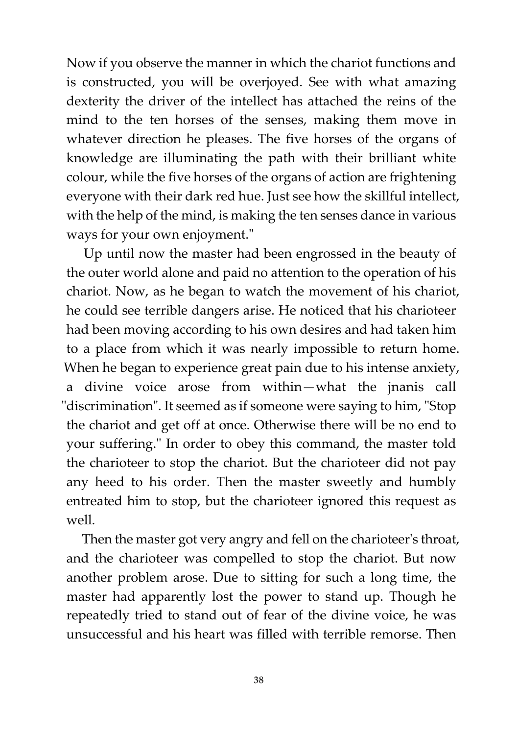Now if you observe the manner in which the chariot functions and is constructed, you will be overjoyed. See with what amazing dexterity the driver of the intellect has attached the reins of the mind to the ten horses of the senses, making them move in whatever direction he pleases. The five horses of the organs of knowledge are illuminating the path with their brilliant white colour, while the five horses of the organs of action are frightening everyone with their dark red hue. Just see how the skillful intellect, with the help of the mind, is making the ten senses dance in various ways for your own enjoyment."

Up until now the master had been engrossed in the beauty of the outer world alone and paid no attention to the operation of his chariot. Now, as he began to watch the movement of his chariot, he could see terrible dangers arise. He noticed that his charioteer had been moving according to his own desires and had taken him to a place from which it was nearly impossible to return home. When he began to experience great pain due to his intense anxiety, a divine voice arose from within—what the jnanis call "discrimination". It seemed as if someone were saying to him, "Stop the chariot and get off at once. Otherwise there will be no end to your suffering." In order to obey this command, the master told the charioteer to stop the chariot. But the charioteer did not pay any heed to his order. Then the master sweetly and humbly entreated him to stop, but the charioteer ignored this request as well.

Then the master got very angry and fell on the charioteer's throat, and the charioteer was compelled to stop the chariot. But now another problem arose. Due to sitting for such a long time, the master had apparently lost the power to stand up. Though he repeatedly tried to stand out of fear of the divine voice, he was unsuccessful and his heart was filled with terrible remorse. Then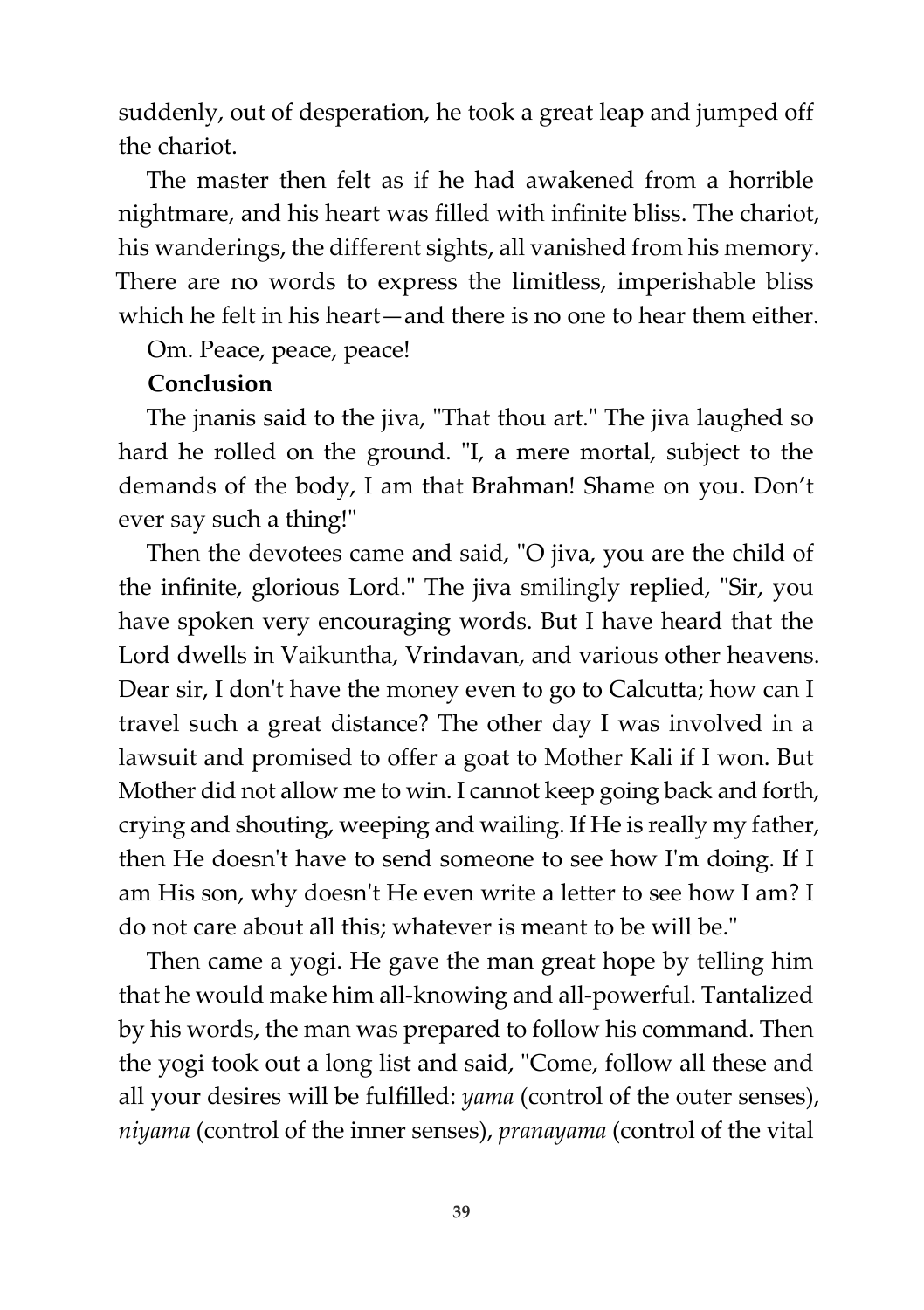suddenly, out of desperation, he took a great leap and jumped off the chariot.

The master then felt as if he had awakened from a horrible nightmare, and his heart was filled with infinite bliss. The chariot, his wanderings, the different sights, all vanished from his memory. There are no words to express the limitless, imperishable bliss which he felt in his heart—and there is no one to hear them either.

Om. Peace, peace, peace!

**Conclusion**

The jnanis said to the jiva, "That thou art." The jiva laughed so hard he rolled on the ground. "I, a mere mortal, subject to the demands of the body, I am that Brahman! Shame on you. Don't ever say such a thing!"

Then the devotees came and said, "O jiva, you are the child of the infinite, glorious Lord." The jiva smilingly replied, "Sir, you have spoken very encouraging words. But I have heard that the Lord dwells in Vaikuntha, Vrindavan, and various other heavens. Dear sir, I don't have the money even to go to Calcutta; how can I travel such a great distance? The other day I was involved in a lawsuit and promised to offer a goat to Mother Kali if I won. But Mother did not allow me to win. I cannot keep going back and forth, crying and shouting, weeping and wailing. If He is really my father, then He doesn't have to send someone to see how I'm doing. If I am His son, why doesn't He even write a letter to see how I am? I do not care about all this; whatever is meant to be will be."

Then came a yogi. He gave the man great hope by telling him that he would make him all-knowing and all-powerful. Tantalized by his words, the man was prepared to follow his command. Then the yogi took out a long list and said, "Come, follow all these and all your desires will be fulfilled: *yama* (control of the outer senses), *niyama* (control of the inner senses), *pranayama* (control of the vital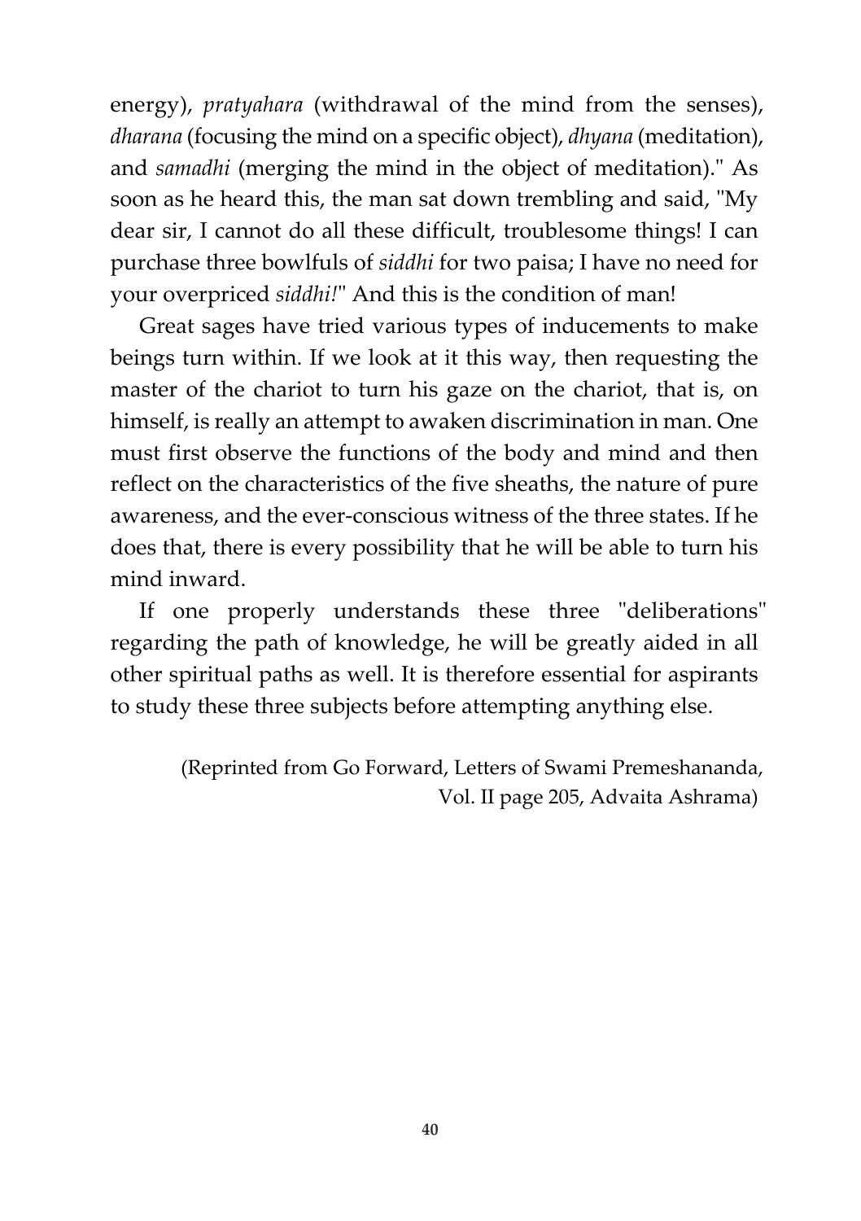energy), *pratyahara* (withdrawal of the mind from the senses), *dharana* (focusing the mind on a specific object), *dhyana* (meditation), and *samadhi* (merging the mind in the object of meditation)." As soon as he heard this, the man sat down trembling and said, "My dear sir, I cannot do all these difficult, troublesome things! I can purchase three bowlfuls of *siddhi* for two paisa; I have no need for your overpriced *siddhi!*" And this is the condition of man!

Great sages have tried various types of inducements to make beings turn within. If we look at it this way, then requesting the master of the chariot to turn his gaze on the chariot, that is, on himself, is really an attempt to awaken discrimination in man. One must first observe the functions of the body and mind and then reflect on the characteristics of the five sheaths, the nature of pure awareness, and the ever-conscious witness of the three states. If he does that, there is every possibility that he will be able to turn his mind inward.

If one properly understands these three "deliberations" regarding the path of knowledge, he will be greatly aided in all other spiritual paths as well. It is therefore essential for aspirants to study these three subjects before attempting anything else.

(Reprinted from Go Forward, Letters of Swami Premeshananda, Vol. II page 205, Advaita Ashrama)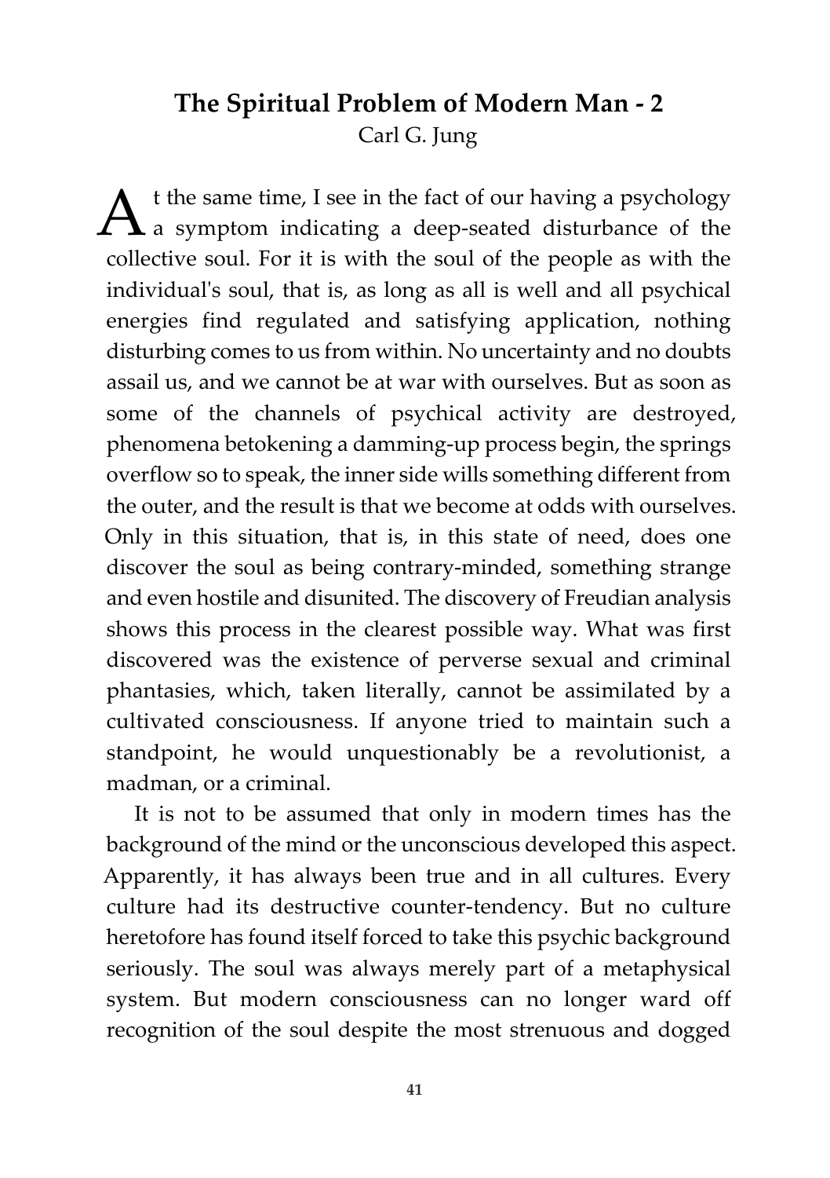# The Spiritual Problem of Modern Man - 2

Carl G. Jung

At the same time, I see in the fact of our having a psychology a symptom indicating a deep-seated disturbance of the collective soul. For it is with the soul of the people as with the individual's soul, that is, as long as all is well and all psychical energies find regulated and satisfying application, nothing disturbing comes to us from within. No uncertainty and no doubts assail us, and we cannot be at war with ourselves. But as soon as some of the channels of psychical activity are destroyed, phenomena betokening a damming-up process begin, the springs overflow so to speak, the inner side wills something different from the outer, and the result is that we become at odds with ourselves. Only in this situation, that is, in this state of need, does one discover the soul as being contrary-minded, something strange and even hostile and disunited. The discovery of Freudian analysis shows this process in the clearest possible way. What was first discovered was the existence of perverse sexual and criminal phantasies, which, taken literally, cannot be assimilated by a cultivated consciousness. If anyone tried to maintain such a standpoint, he would unquestionably be a revolutionist, a madman, or a criminal.

It is not to be assumed that only in modern times has the background of the mind or the unconscious developed this aspect. Apparently, it has always been true and in all cultures. Every culture had its destructive counter-tendency. But no culture heretofore has found itself forced to take this psychic background seriously. The soul was always merely part of a metaphysical system. But modern consciousness can no longer ward off recognition of the soul despite the most strenuous and dogged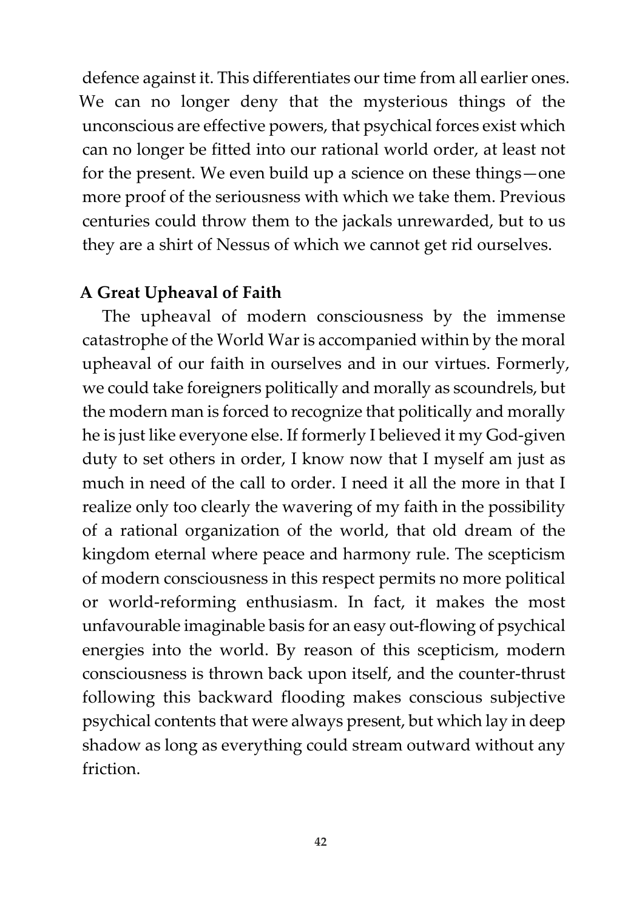defence against it. This differentiates our time from all earlier ones. We can no longer deny that the mysterious things of the unconscious are effective powers, that psychical forces exist which can no longer be fitted into our rational world order, at least not for the present. We even build up a science on these things—one more proof of the seriousness with which we take them. Previous centuries could throw them to the jackals unrewarded, but to us they are a shirt of Nessus of which we cannot get rid ourselves.

**A Great Upheaval of Faith**

The upheaval of modern consciousness by the immense catastrophe of the World War is accompanied within by the moral upheaval of our faith in ourselves and in our virtues. Formerly, we could take foreigners politically and morally as scoundrels, but the modern man is forced to recognize that politically and morally he is just like everyone else. If formerly I believed it my God-given duty to set others in order, I know now that I myself am just as much in need of the call to order. I need it all the more in that I realize only too clearly the wavering of my faith in the possibility of a rational organization of the world, that old dream of the kingdom eternal where peace and harmony rule. The scepticism of modern consciousness in this respect permits no more political or world-reforming enthusiasm. In fact, it makes the most unfavourable imaginable basis for an easy out-flowing of psychical energies into the world. By reason of this scepticism, modern consciousness is thrown back upon itself, and the counter-thrust following this backward flooding makes conscious subjective psychical contents that were always present, but which lay in deep shadow as long as everything could stream outward without any friction.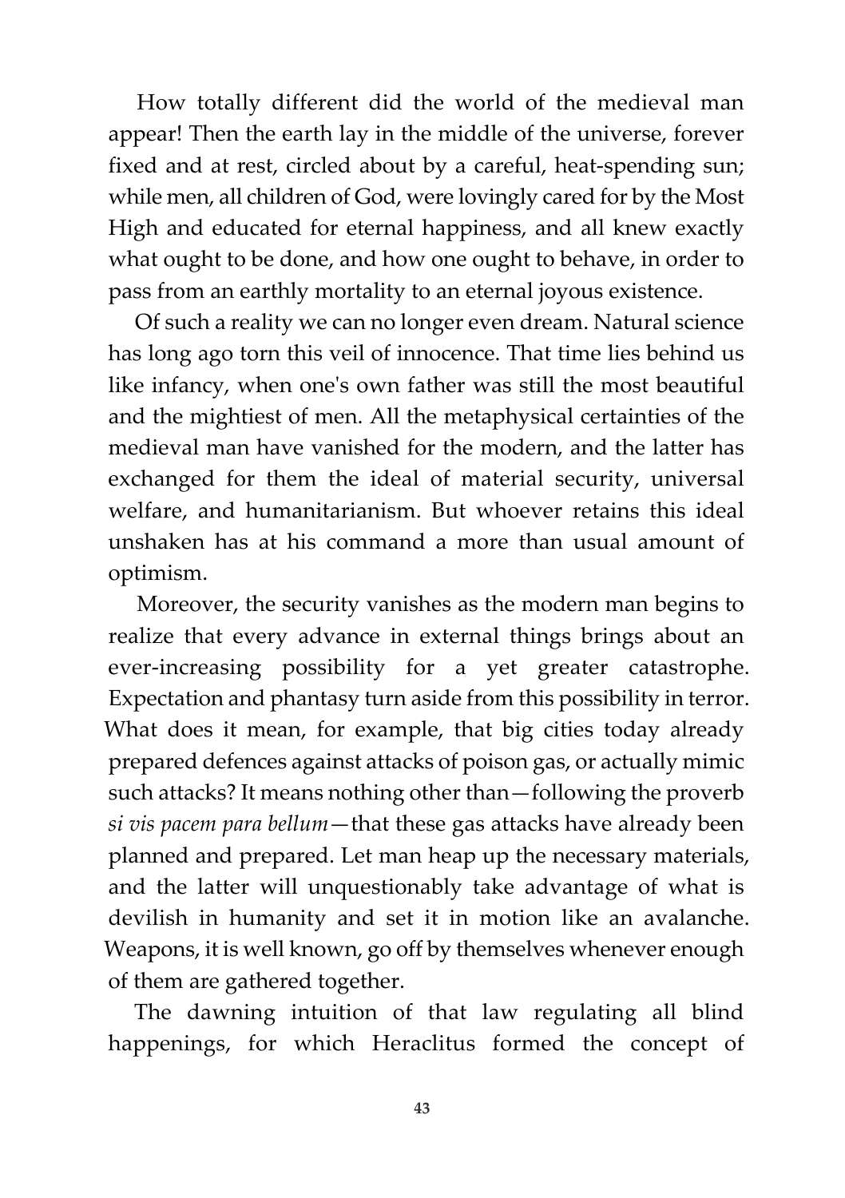How totally different did the world of the medieval man appear! Then the earth lay in the middle of the universe, forever fixed and at rest, circled about by a careful, heat-spending sun; while men, all children of God, were lovingly cared for by the Most High and educated for eternal happiness, and all knew exactly what ought to be done, and how one ought to behave, in order to pass from an earthly mortality to an eternal joyous existence.

Of such a reality we can no longer even dream. Natural science has long ago torn this veil of innocence. That time lies behind us like infancy, when one's own father was still the most beautiful and the mightiest of men. All the metaphysical certainties of the medieval man have vanished for the modern, and the latter has exchanged for them the ideal of material security, universal welfare, and humanitarianism. But whoever retains this ideal unshaken has at his command a more than usual amount of optimism.

Moreover, the security vanishes as the modern man begins to realize that every advance in external things brings about an ever-increasing possibility for a yet greater catastrophe. Expectation and phantasy turn aside from this possibility in terror. What does it mean, for example, that big cities today already prepared defences against attacks of poison gas, or actually mimic such attacks? It means nothing other than—following the proverb *si vis pacem para bellum*—that these gas attacks have already been planned and prepared. Let man heap up the necessary materials, and the latter will unquestionably take advantage of what is devilish in humanity and set it in motion like an avalanche. Weapons, it is well known, go off by themselves whenever enough of them are gathered together.

The dawning intuition of that law regulating all blind happenings, for which Heraclitus formed the concept of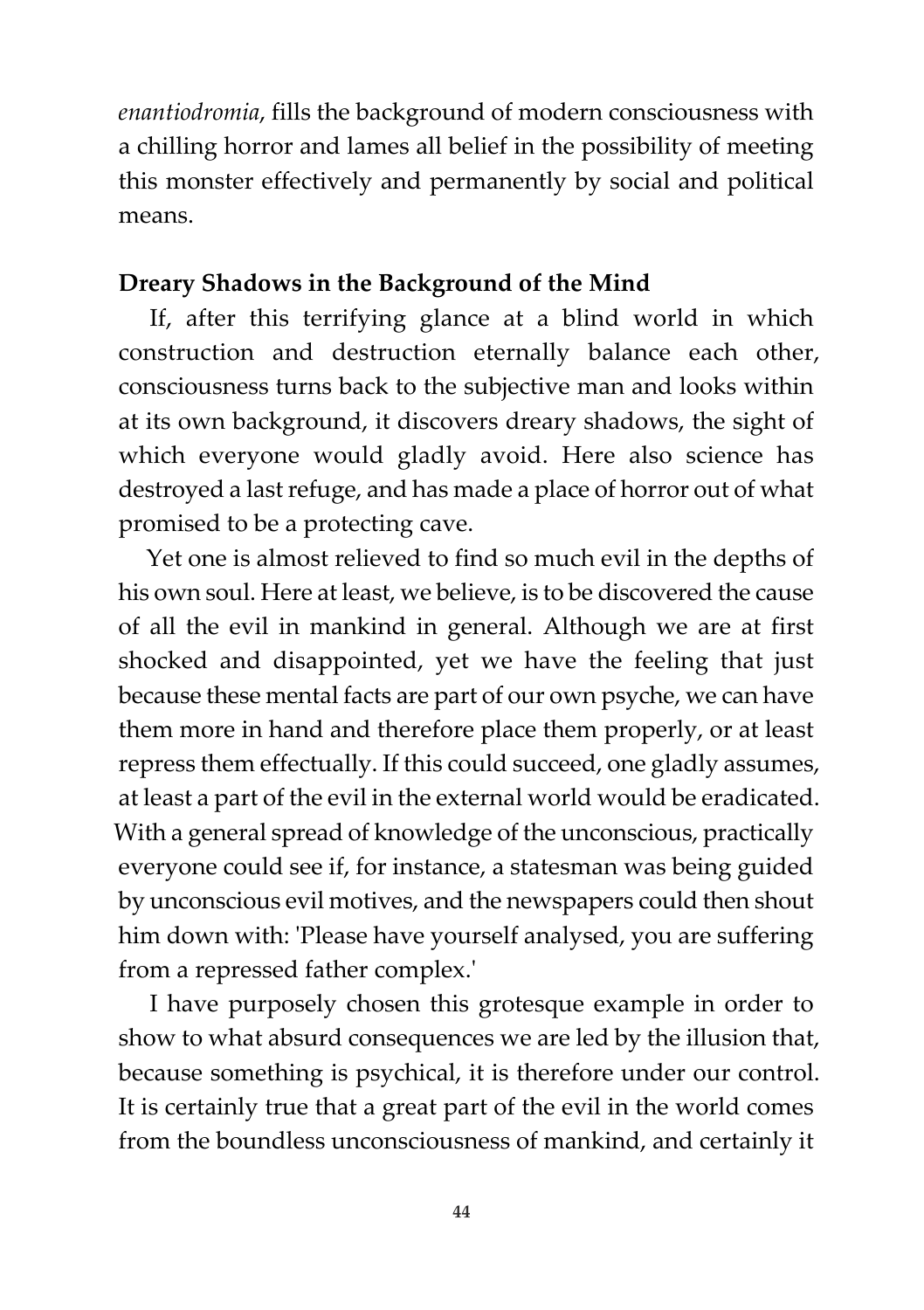*enantiodromia*, fills the background of modern consciousness with a chilling horror and lames all belief in the possibility of meeting this monster effectively and permanently by social and political means.

## Dreary Shadows in the Background of the Mind

If, after this terrifying glance at a blind world in which construction and destruction eternally balance each other, consciousness turns back to the subjective man and looks within at its own background, it discovers dreary shadows, the sight of which everyone would gladly avoid. Here also science has destroyed a last refuge, and has made a place of horror out of what promised to be a protecting cave.

Yet one is almost relieved to find so much evil in the depths of his own soul. Here at least, we believe, is to be discovered the cause of all the evil in mankind in general. Although we are at first shocked and disappointed, yet we have the feeling that just because these mental facts are part of our own psyche, we can have them more in hand and therefore place them properly, or at least repress them effectually. If this could succeed, one gladly assumes, at least a part of the evil in the external world would be eradicated. With a general spread of knowledge of the unconscious, practically everyone could see if, for instance, a statesman was being guided by unconscious evil motives, and the newspapers could then shout him down with: 'Please have yourself analysed, you are suffering from a repressed father complex.'

I have purposely chosen this grotesque example in order to show to what absurd consequences we are led by the illusion that, because something is psychical, it is therefore under our control. It is certainly true that a great part of the evil in the world comes from the boundless unconsciousness of mankind, and certainly it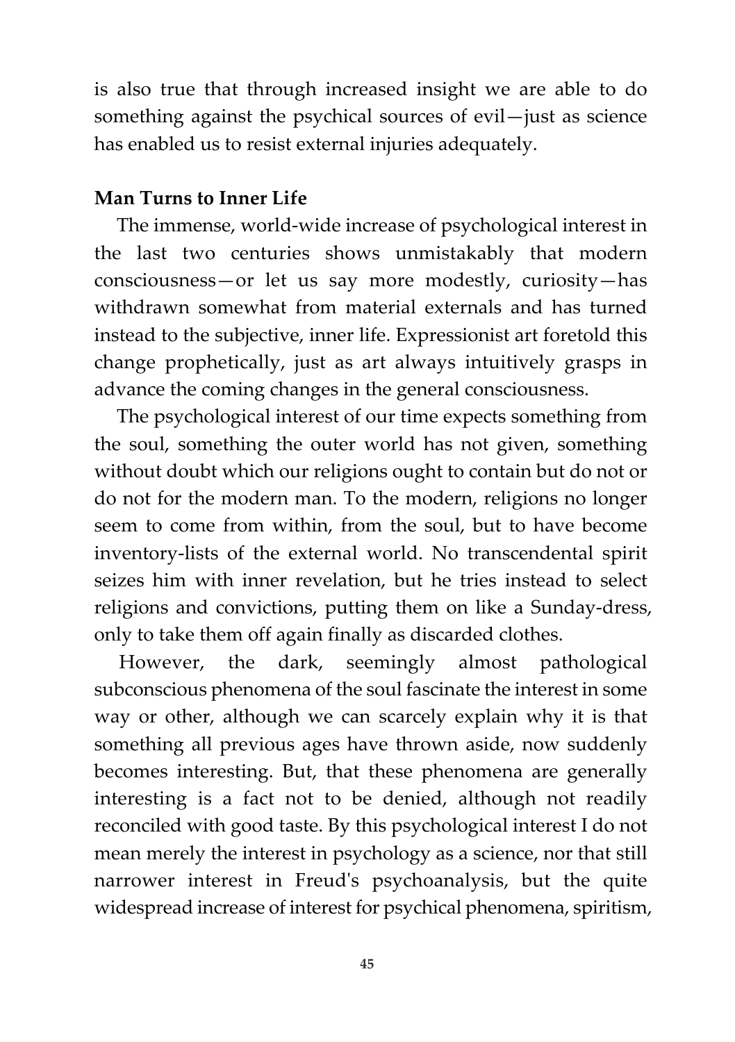is also true that through increased insight we are able to do something against the psychical sources of evil—just as science has enabled us to resist external injuries adequately.

**Man Turns to Inner Life**

The immense, world-wide increase of psychological interest in the last two centuries shows unmistakably that modern consciousness—or let us say more modestly, curiosity—has withdrawn somewhat from material externals and has turned instead to the subjective, inner life. Expressionist art foretold this change prophetically, just as art always intuitively grasps in advance the coming changes in the general consciousness.

The psychological interest of our time expects something from the soul, something the outer world has not given, something without doubt which our religions ought to contain but do not or do not for the modern man. To the modern, religions no longer seem to come from within, from the soul, but to have become inventory-lists of the external world. No transcendental spirit seizes him with inner revelation, but he tries instead to select religions and convictions, putting them on like a Sunday-dress, only to take them off again finally as discarded clothes.

However, the dark, seemingly almost pathological subconscious phenomena of the soul fascinate the interest in some way or other, although we can scarcely explain why it is that something all previous ages have thrown aside, now suddenly becomes interesting. But, that these phenomena are generally interesting is a fact not to be denied, although not readily reconciled with good taste. By this psychological interest I do not mean merely the interest in psychology as a science, nor that still narrower interest in Freud's psychoanalysis, but the quite widespread increase of interest for psychical phenomena, spiritism,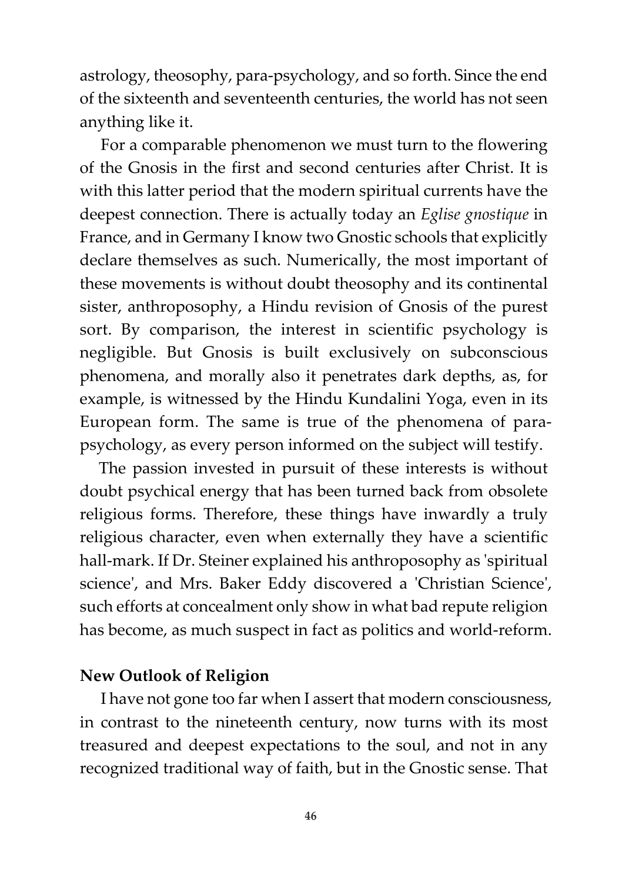astrology, theosophy, para-psychology, and so forth. Since the end of the sixteenth and seventeenth centuries, the world has not seen anything like it.

For a comparable phenomenon we must turn to the flowering of the Gnosis in the first and second centuries after Christ. It is with this latter period that the modern spiritual currents have the deepest connection. There is actually today an *Eglise gnostique* in France, and in Germany I know two Gnostic schools that explicitly declare themselves as such. Numerically, the most important of these movements is without doubt theosophy and its continental sister, anthroposophy, a Hindu revision of Gnosis of the purest sort. By comparison, the interest in scientific psychology is negligible. But Gnosis is built exclusively on subconscious phenomena, and morally also it penetrates dark depths, as, for example, is witnessed by the Hindu Kundalini Yoga, even in its European form. The same is true of the phenomena of para-psychology, as every person informed on the subject will testify.

The passion invested in pursuit of these interests is without doubt psychical energy that has been turned back from obsolete religious forms. Therefore, these things have inwardly a truly religious character, even when externally they have a scientific hall-mark. If Dr. Steiner explained his anthroposophy as 'spiritual science', and Mrs. Baker Eddy discovered a 'Christian Science', such efforts at concealment only show in what bad repute religion has become, as much suspect in fact as politics and world-reform.

**New Outlook of Religion**

I have not gone too far when I assert that modern consciousness, in contrast to the nineteenth century, now turns with its most treasured and deepest expectations to the soul, and not in any recognized traditional way of faith, but in the Gnostic sense. That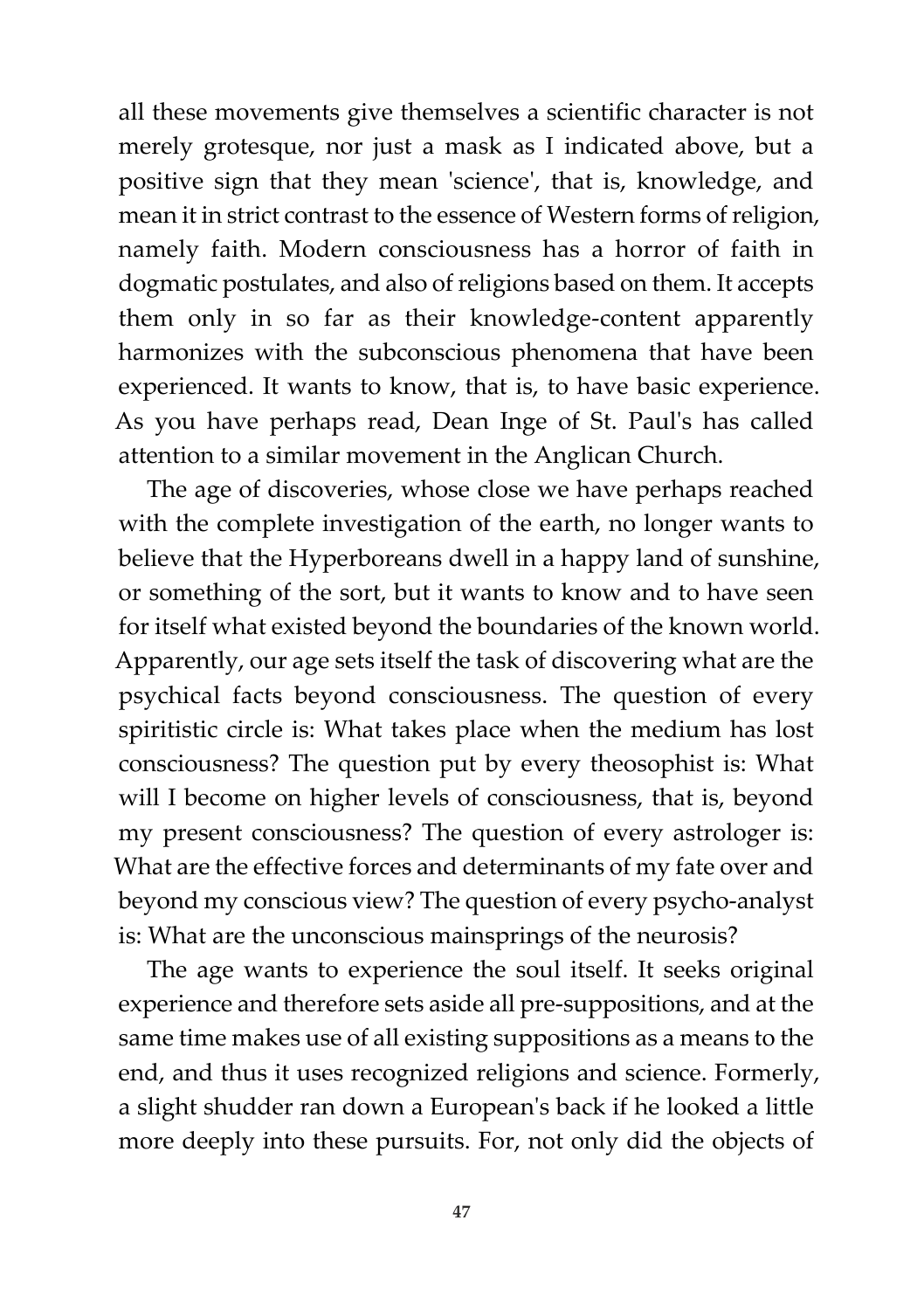all these movements give themselves a scientific character is not merely grotesque, nor just a mask as I indicated above, but a positive sign that they mean 'science', that is, knowledge, and mean it in strict contrast to the essence of Western forms of religion, namely faith. Modern consciousness has a horror of faith in dogmatic postulates, and also of religions based on them. It accepts them only in so far as their knowledge-content apparently harmonizes with the subconscious phenomena that have been experienced. It wants to know, that is, to have basic experience. As you have perhaps read, Dean Inge of St. Paul's has called attention to a similar movement in the Anglican Church.

The age of discoveries, whose close we have perhaps reached with the complete investigation of the earth, no longer wants to believe that the Hyperboreans dwell in a happy land of sunshine, or something of the sort, but it wants to know and to have seen for itself what existed beyond the boundaries of the known world. Apparently, our age sets itself the task of discovering what are the psychical facts beyond consciousness. The question of every spiritistic circle is: What takes place when the medium has lost consciousness? The question put by every theosophist is: What will I become on higher levels of consciousness, that is, beyond my present consciousness? The question of every astrologer is: What are the effective forces and determinants of my fate over and beyond my conscious view? The question of every psycho-analyst is: What are the unconscious mainsprings of the neurosis?

The age wants to experience the soul itself. It seeks original experience and therefore sets aside all pre-suppositions, and at the same time makes use of all existing suppositions as a means to the end, and thus it uses recognized religions and science. Formerly, a slight shudder ran down a European's back if he looked a little more deeply into these pursuits. For, not only did the objects of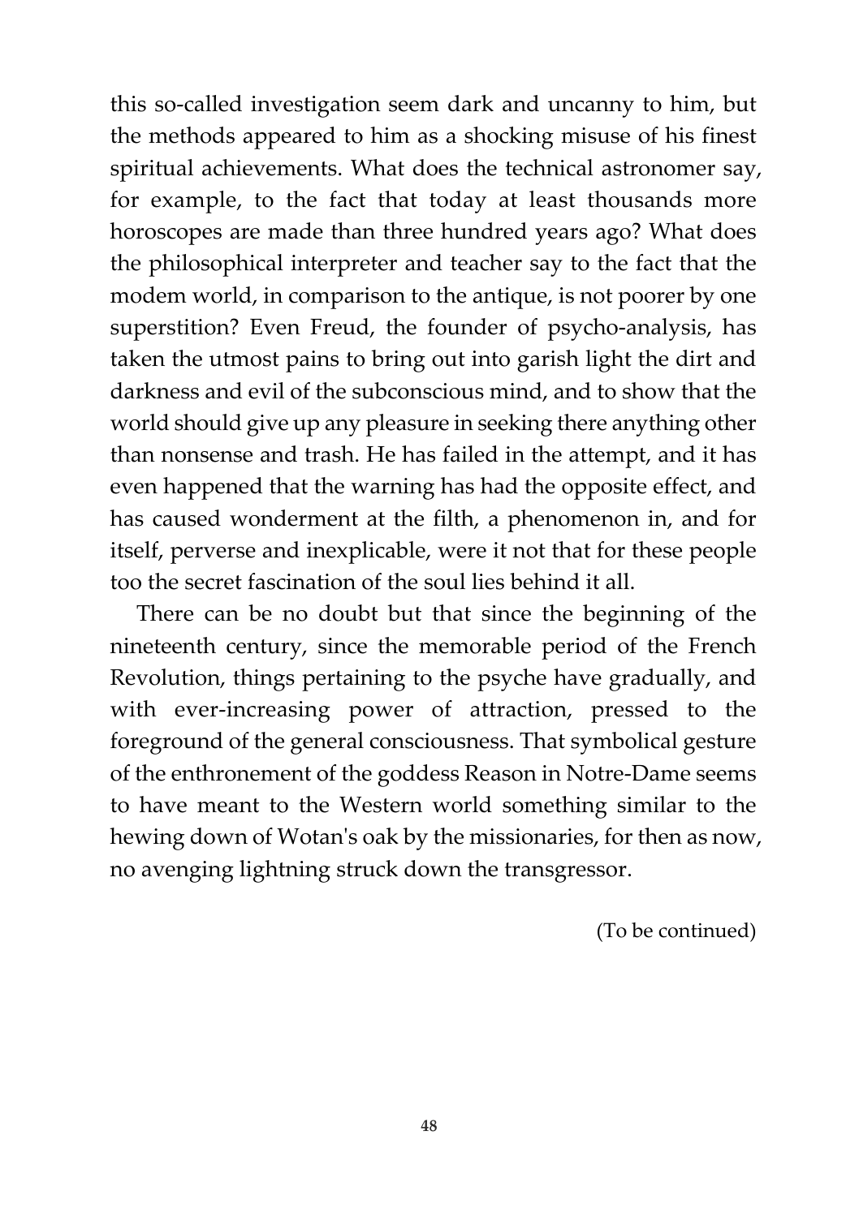this so-called investigation seem dark and uncanny to him, but the methods appeared to him as a shocking misuse of his finest spiritual achievements. What does the technical astronomer say, for example, to the fact that today at least thousands more horoscopes are made than three hundred years ago? What does the philosophical interpreter and teacher say to the fact that the modem world, in comparison to the antique, is not poorer by one superstition? Even Freud, the founder of psycho-analysis, has taken the utmost pains to bring out into garish light the dirt and darkness and evil of the subconscious mind, and to show that the world should give up any pleasure in seeking there anything other than nonsense and trash. He has failed in the attempt, and it has even happened that the warning has had the opposite effect, and has caused wonderment at the filth, a phenomenon in, and for itself, perverse and inexplicable, were it not that for these people too the secret fascination of the soul lies behind it all.

There can be no doubt but that since the beginning of the nineteenth century, since the memorable period of the French Revolution, things pertaining to the psyche have gradually, and with ever-increasing power of attraction, pressed to the foreground of the general consciousness. That symbolical gesture of the enthronement of the goddess Reason in Notre-Dame seems to have meant to the Western world something similar to the hewing down of Wotan's oak by the missionaries, for then as now, no avenging lightning struck down the transgressor.

(To be continued)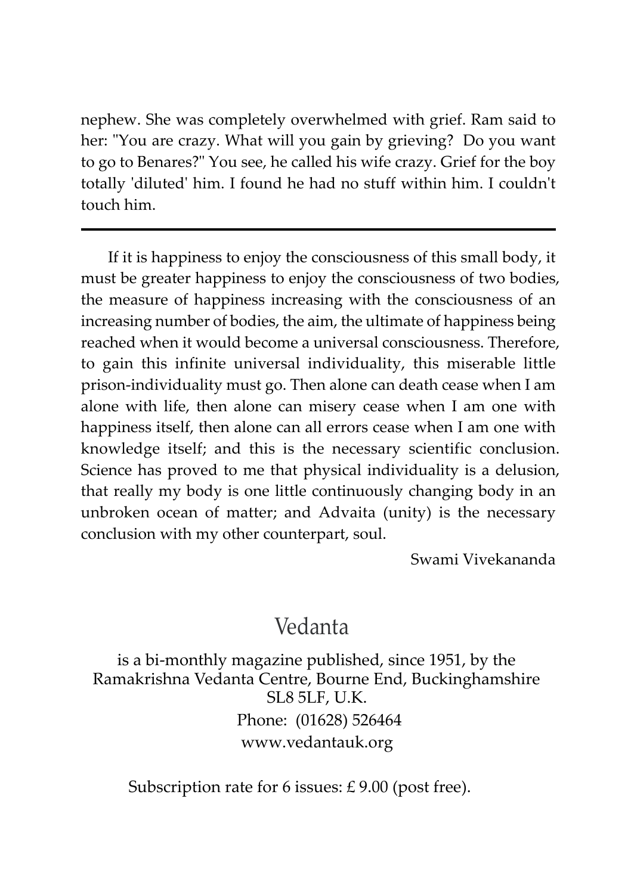nephew. She was completely overwhelmed with grief. Ram said to her: "You are crazy. What will you gain by grieving? Do you want to go to Benares?" You see, he called his wife crazy. Grief for the boy totally 'diluted' him. I found he had no stuff within him. I couldn't touch him.

---

If it is happiness to enjoy the consciousness of this small body, it must be greater happiness to enjoy the consciousness of two bodies, the measure of happiness increasing with the consciousness of an increasing number of bodies, the aim, the ultimate of happiness being reached when it would become a universal consciousness. Therefore, to gain this infinite universal individuality, this miserable little prison-individuality must go. Then alone can death cease when I am alone with life, then alone can misery cease when I am one with happiness itself, then alone can all errors cease when I am one with knowledge itself; and this is the necessary scientific conclusion. Science has proved to me that physical individuality is a delusion, that really my body is one little continuously changing body in an unbroken ocean of matter; and Advaita (unity) is the necessary conclusion with my other counterpart, soul.

Swami Vivekananda

## Vedanta

is a bi-monthly magazine published, since 1951, by the Ramakrishna Vedanta Centre, Bourne End, Buckinghamshire SL8 5LF, U.K.

Phone: (01628) 526464

www.vedantauk.org

Subscription rate for 6 issues: £ 9.00 (post free).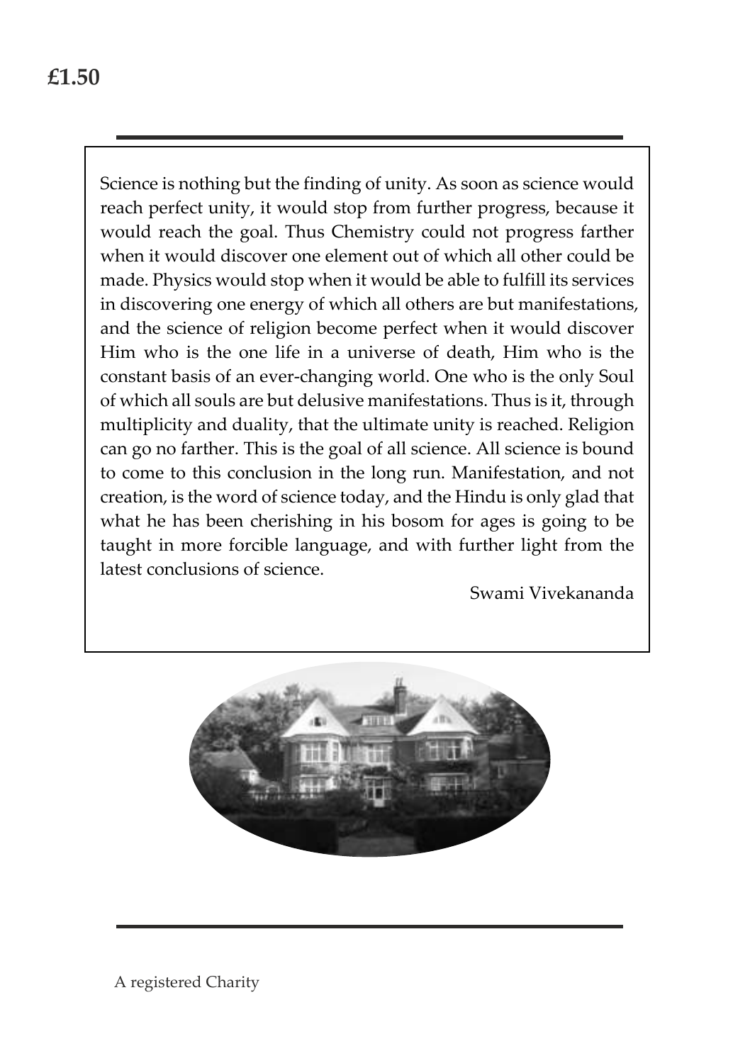**£1.50**

Science is nothing but the finding of unity. As soon as science would reach perfect unity, it would stop from further progress, because it would reach the goal. Thus Chemistry could not progress farther when it would discover one element out of which all other could be made. Physics would stop when it would be able to fulfill its services in discovering one energy of which all others are but manifestations, and the science of religion become perfect when it would discover Him who is the one life in a universe of death, Him who is the constant basis of an ever-changing world. One who is the only Soul of which all souls are but delusive manifestations. Thus is it, through multiplicity and duality, that the ultimate unity is reached. Religion can go no farther. This is the goal of all science. All science is bound to come to this conclusion in the long run. Manifestation, and not creation, is the word of science today, and the Hindu is only glad that what he has been cherishing in his bosom for ages is going to be taught in more forcible language, and with further light from the latest conclusions of science.

Swami Vivekananda

A registered Charity